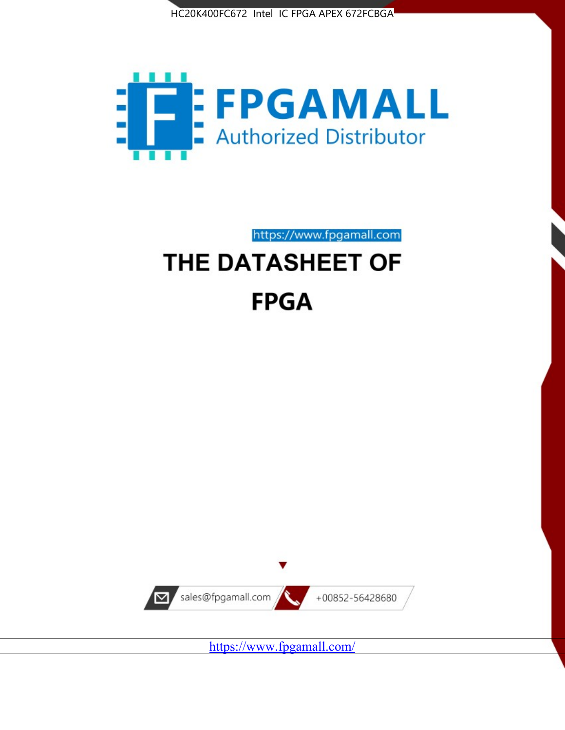HC20K400FC672 Intel IC FPGA APEX 672FCBGA

FPGAMALL

Authorized Distributor

https://www.fpgamall.com

# THE DATASHEET OF

# FPGA

sales@fpgamall.com

+00852-56428680

https://www.fpgamall.com/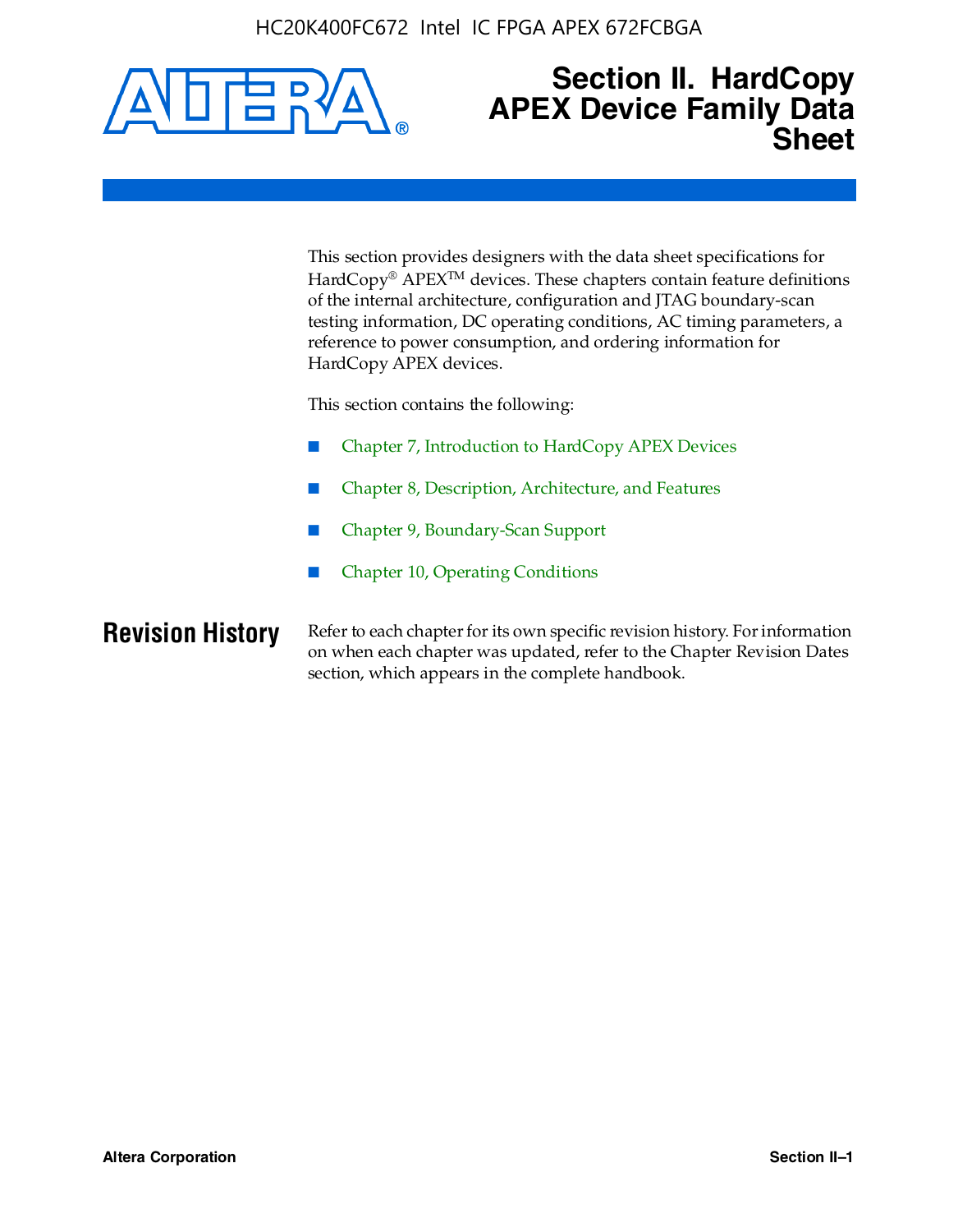# Section II. HardCopy APEX Device Family Data Sheet

This section provides designers with the data sheet specifications for HardCopy® APEX™ devices. These chapters contain feature definitions of the internal architecture, configuration and JTAG boundary-scan testing information, DC operating conditions, AC timing parameters, a reference to power consumption, and ordering information for HardCopy APEX devices.

This section contains the following:

- Chapter 7, Introduction to HardCopy APEX Devices
- Chapter 8, Description, Architecture, and Features
- Chapter 9, Boundary-Scan Support
- Chapter 10, Operating Conditions

## Revision History

Refer to each chapter for its own specific revision history. For information on when each chapter was updated, refer to the Chapter Revision Dates section, which appears in the complete handbook.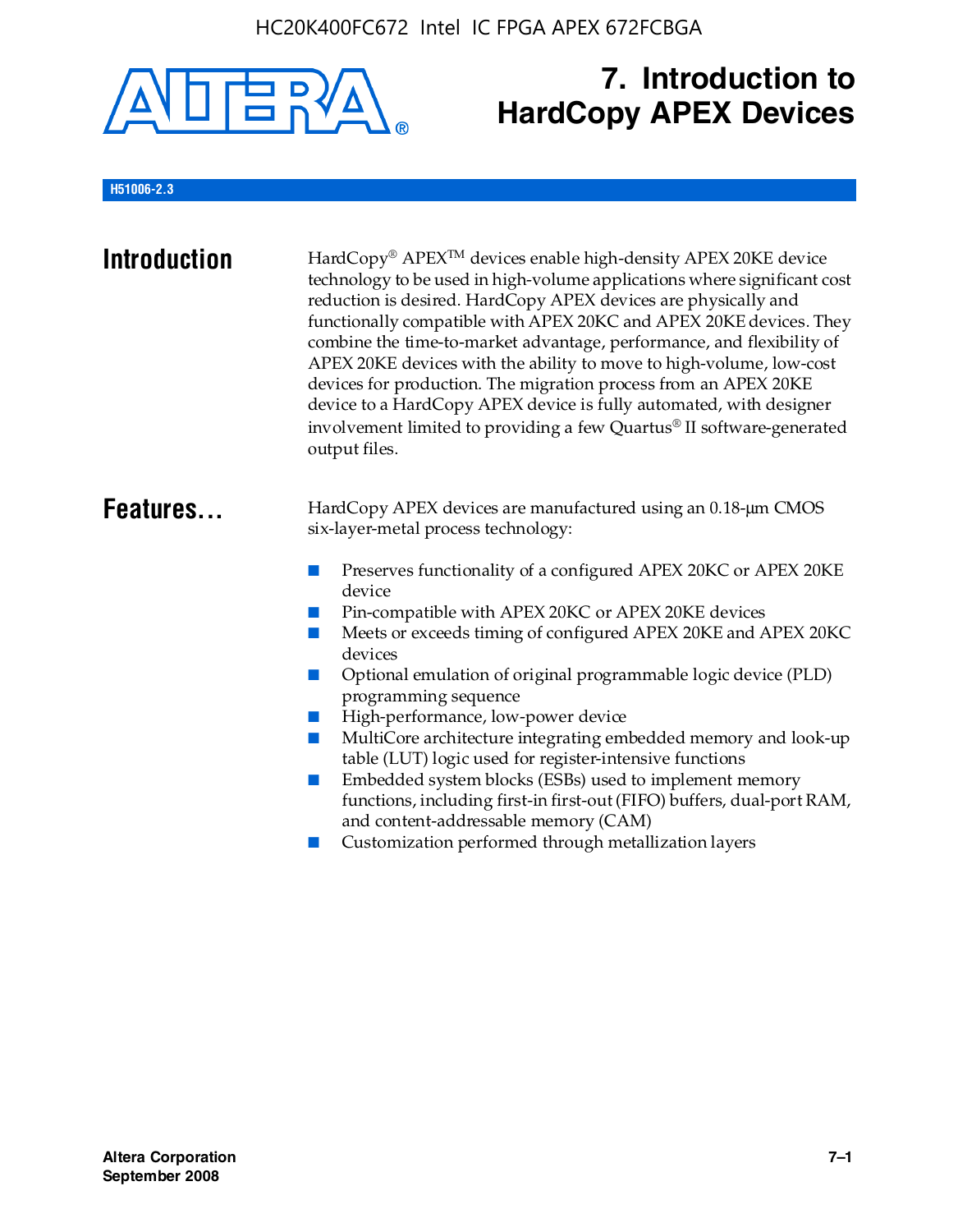# 7. Introduction to HardCopy APEX Devices

H51006-2.3

## Introduction

HardCopy® APEX™ devices enable high-density APEX 20KE device technology to be used in high-volume applications where significant cost reduction is desired. HardCopy APEX devices are physically and functionally compatible with APEX 20KC and APEX 20KE devices. They combine the time-to-market advantage, performance, and flexibility of APEX 20KE devices with the ability to move to high-volume, low-cost devices for production. The migration process from an APEX 20KE device to a HardCopy APEX device is fully automated, with designer involvement limited to providing a few Quartus® II software-generated output files.

## Features...

HardCopy APEX devices are manufactured using an 0.18-µm CMOS six-layer-metal process technology:

- Preserves functionality of a configured APEX 20KC or APEX 20KE device
- Pin-compatible with APEX 20KC or APEX 20KE devices
- Meets or exceeds timing of configured APEX 20KE and APEX 20KC devices
- Optional emulation of original programmable logic device (PLD) programming sequence
- High-performance, low-power device
- MultiCore architecture integrating embedded memory and look-up table (LUT) logic used for register-intensive functions
- Embedded system blocks (ESBs) used to implement memory functions, including first-in first-out (FIFO) buffers, dual-port RAM, and content-addressable memory (CAM)
- Customization performed through metallization layers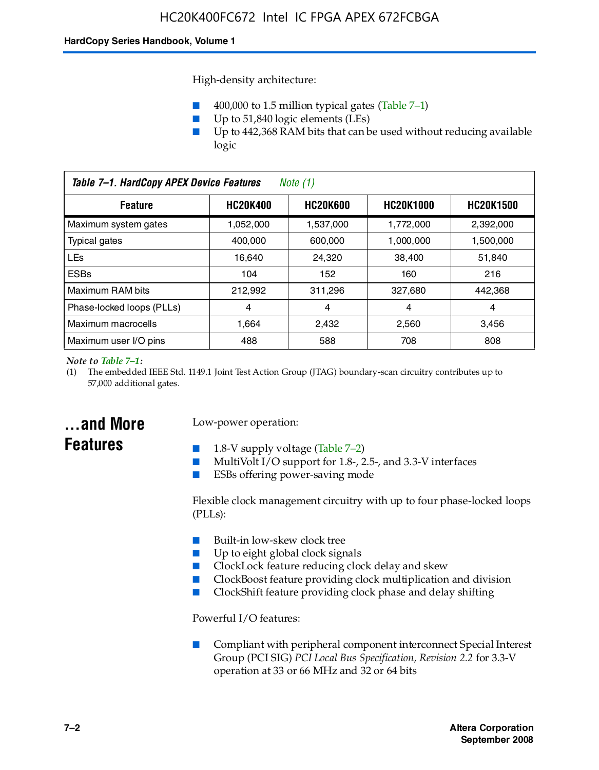High-density architecture:

- 400,000 to 1.5 million typical gates (Table 7–1)
- Up to 51,840 logic elements (LEs)
- Up to 442,368 RAM bits that can be used without reducing available logic

*Table 7–1. HardCopy APEX Device Features    Note (1)*

| Feature | HC20K400 | HC20K600 | HC20K1000 | HC20K1500 |
|---|---|---|---|---|
| Maximum system gates | 1,052,000 | 1,537,000 | 1,772,000 | 2,392,000 |
| Typical gates | 400,000 | 600,000 | 1,000,000 | 1,500,000 |
| LEs | 16,640 | 24,320 | 38,400 | 51,840 |
| ESBs | 104 | 152 | 160 | 216 |
| Maximum RAM bits | 212,992 | 311,296 | 327,680 | 442,368 |
| Phase-locked loops (PLLs) | 4 | 4 | 4 | 4 |
| Maximum macrocells | 1,664 | 2,432 | 2,560 | 3,456 |
| Maximum user I/O pins | 488 | 588 | 708 | 808 |

*Note to Table 7–1:*

(1) The embedded IEEE Std. 1149.1 Joint Test Action Group (JTAG) boundary-scan circuitry contributes up to 57,000 additional gates.

## ...and More Features

Low-power operation:

- 1.8-V supply voltage (Table 7–2)
- MultiVolt I/O support for 1.8-, 2.5-, and 3.3-V interfaces
- ESBs offering power-saving mode

Flexible clock management circuitry with up to four phase-locked loops (PLLs):

- Built-in low-skew clock tree
- Up to eight global clock signals
- ClockLock feature reducing clock delay and skew
- ClockBoost feature providing clock multiplication and division
- ClockShift feature providing clock phase and delay shifting

Powerful I/O features:

- Compliant with peripheral component interconnect Special Interest Group (PCI SIG) *PCI Local Bus Specification, Revision 2.2* for 3.3-V operation at 33 or 66 MHz and 32 or 64 bits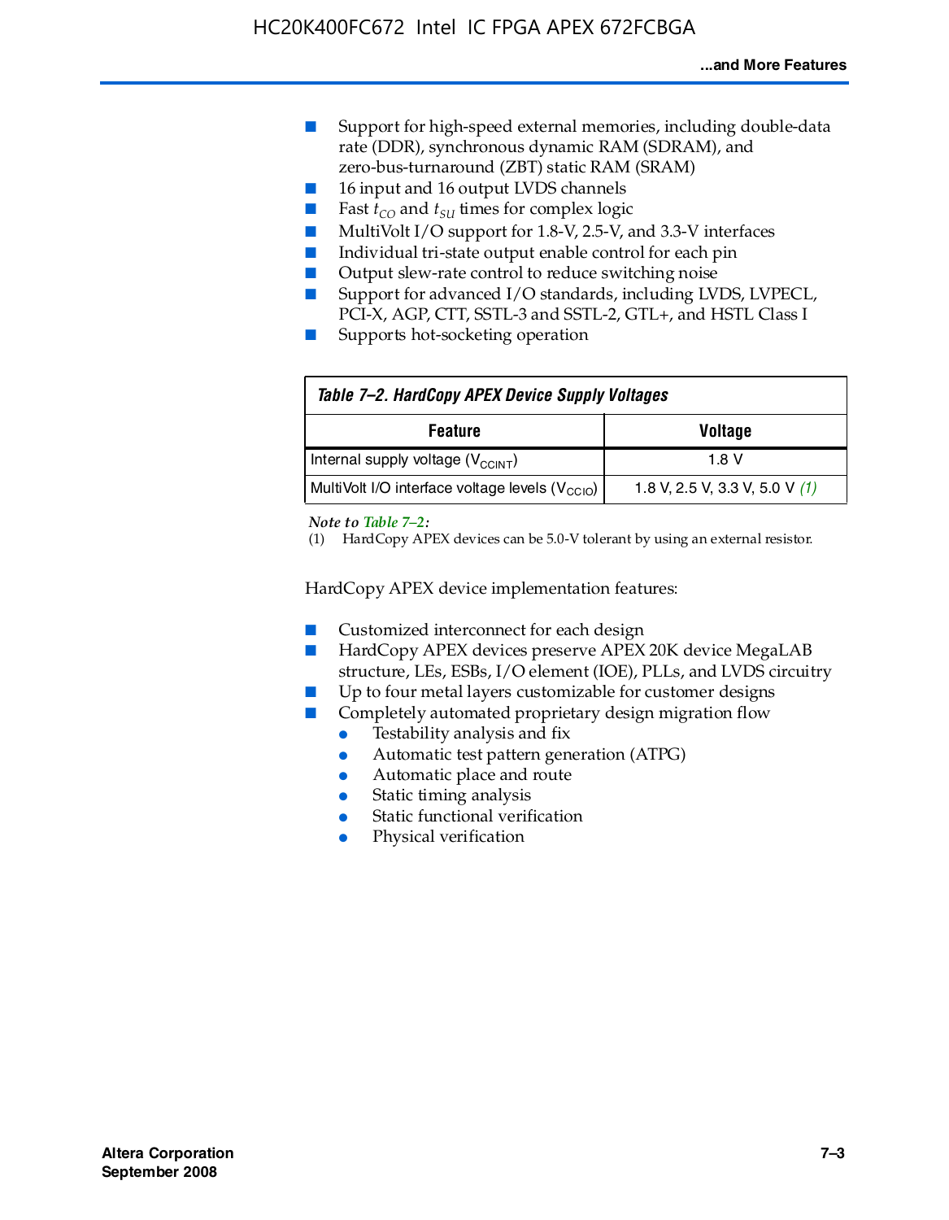- Support for high-speed external memories, including double-data rate (DDR), synchronous dynamic RAM (SDRAM), and zero-bus-turnaround (ZBT) static RAM (SRAM)
- 16 input and 16 output LVDS channels
- Fast $t_{CO}$ and $t_{SU}$ times for complex logic
- MultiVolt I/O support for 1.8-V, 2.5-V, and 3.3-V interfaces
- Individual tri-state output enable control for each pin
- Output slew-rate control to reduce switching noise
- Support for advanced I/O standards, including LVDS, LVPECL, PCI-X, AGP, CTT, SSTL-3 and SSTL-2, GTL+, and HSTL Class I
- Supports hot-socketing operation

**Table 7–2. HardCopy APEX Device Supply Voltages**

| Feature | Voltage |
|---|---|
| Internal supply voltage ($V_{CCINT}$) | 1.8 V |
| MultiVolt I/O interface voltage levels ($V_{CCIO}$) | 1.8 V, 2.5 V, 3.3 V, 5.0 V *(1)* |

*Note to Table 7–2:*

(1) HardCopy APEX devices can be 5.0-V tolerant by using an external resistor.

HardCopy APEX device implementation features:

- Customized interconnect for each design
- HardCopy APEX devices preserve APEX 20K device MegaLAB structure, LEs, ESBs, I/O element (IOE), PLLs, and LVDS circuitry
- Up to four metal layers customizable for customer designs
- Completely automated proprietary design migration flow
  - Testability analysis and fix
  - Automatic test pattern generation (ATPG)
  - Automatic place and route
  - Static timing analysis
  - Static functional verification
  - Physical verification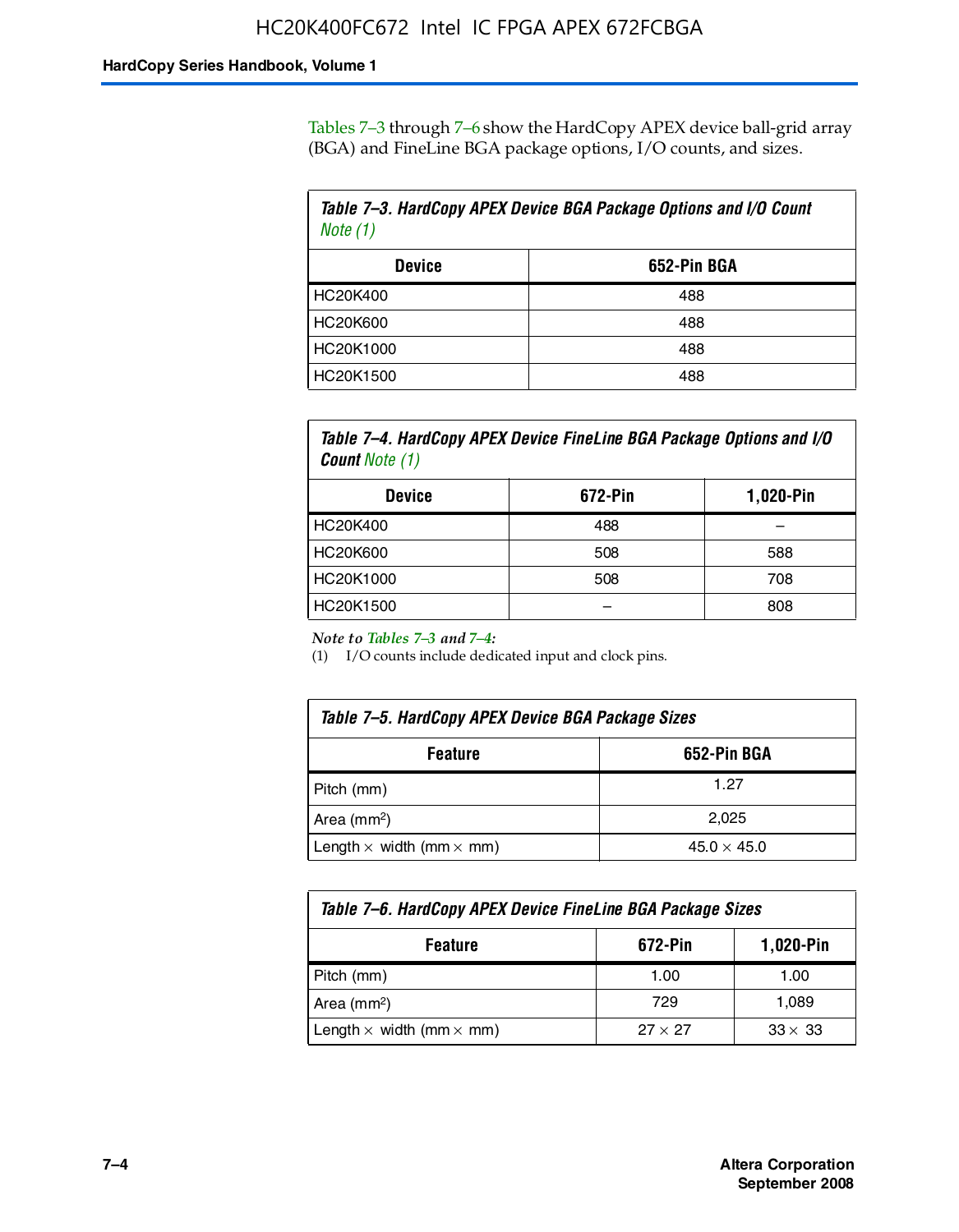Tables 7–3 through 7–6 show the HardCopy APEX device ball-grid array (BGA) and FineLine BGA package options, I/O counts, and sizes.

**Table 7–3. HardCopy APEX Device BGA Package Options and I/O Count** *Note (1)*

| Device | 652-Pin BGA |
|---|---|
| HC20K400 | 488 |
| HC20K600 | 488 |
| HC20K1000 | 488 |
| HC20K1500 | 488 |

**Table 7–4. HardCopy APEX Device FineLine BGA Package Options and I/O Count** *Note (1)*

| Device | 672-Pin | 1,020-Pin |
|---|---|---|
| HC20K400 | 488 | – |
| HC20K600 | 508 | 588 |
| HC20K1000 | 508 | 708 |
| HC20K1500 | – | 808 |

*Note to Tables 7–3 and 7–4:*

(1) I/O counts include dedicated input and clock pins.

**Table 7–5. HardCopy APEX Device BGA Package Sizes**

| Feature | 652-Pin BGA |
|---|---|
| Pitch (mm) | 1.27 |
| Area (mm$^2$) | 2,025 |
| Length × width (mm × mm) | 45.0 × 45.0 |

**Table 7–6. HardCopy APEX Device FineLine BGA Package Sizes**

| Feature | 672-Pin | 1,020-Pin |
|---|---|---|
| Pitch (mm) | 1.00 | 1.00 |
| Area (mm$^2$) | 729 | 1,089 |
| Length × width (mm × mm) | 27 × 27 | 33 × 33 |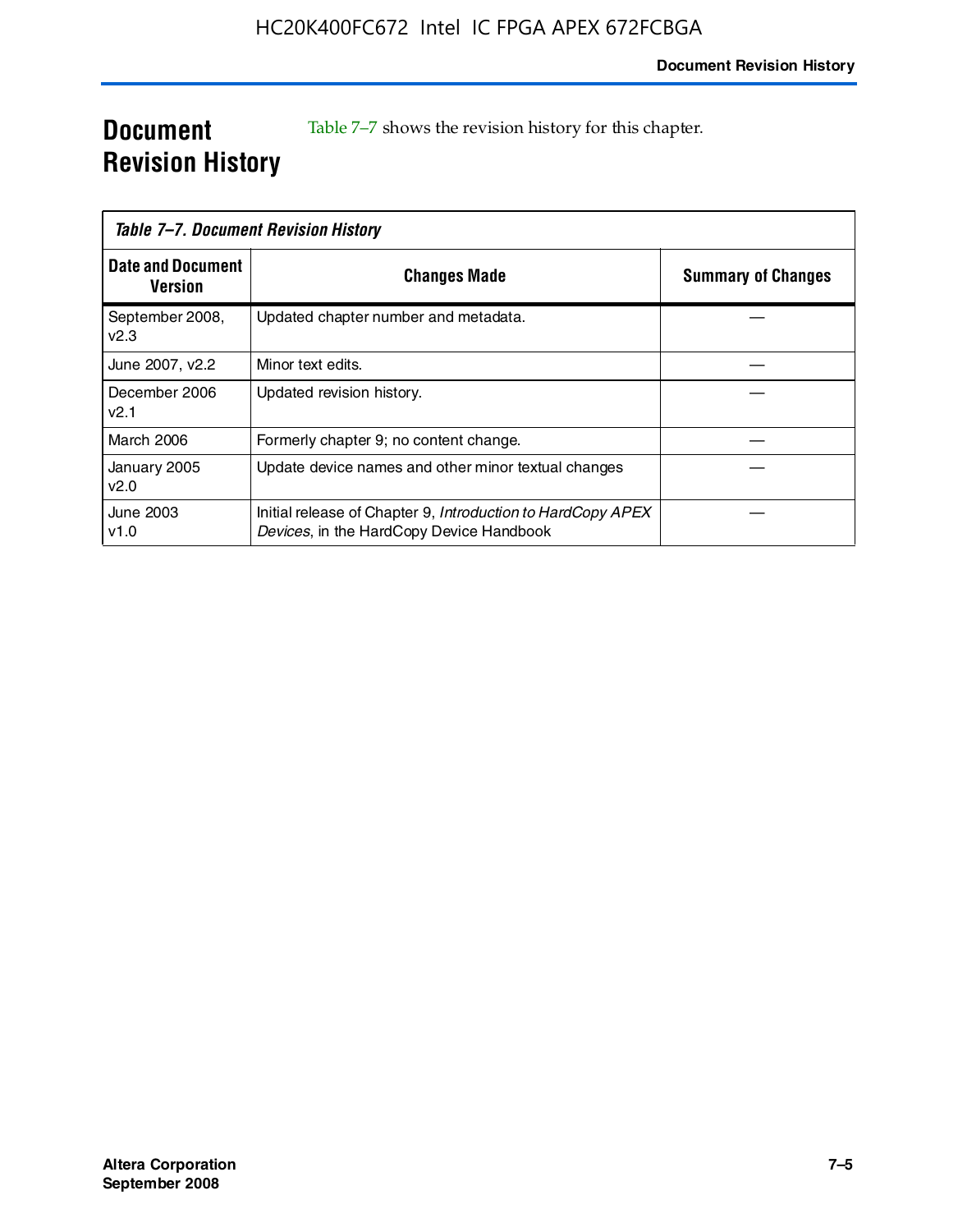# Document Revision History

Table 7–7 shows the revision history for this chapter.

*Table 7–7. Document Revision History*

| Date and Document Version | Changes Made | Summary of Changes |
|---|---|---|
| September 2008, v2.3 | Updated chapter number and metadata. | — |
| June 2007, v2.2 | Minor text edits. | — |
| December 2006 v2.1 | Updated revision history. | — |
| March 2006 | Formerly chapter 9; no content change. | — |
| January 2005 v2.0 | Update device names and other minor textual changes | — |
| June 2003 v1.0 | Initial release of Chapter 9, *Introduction to HardCopy APEX Devices*, in the HardCopy Device Handbook | — |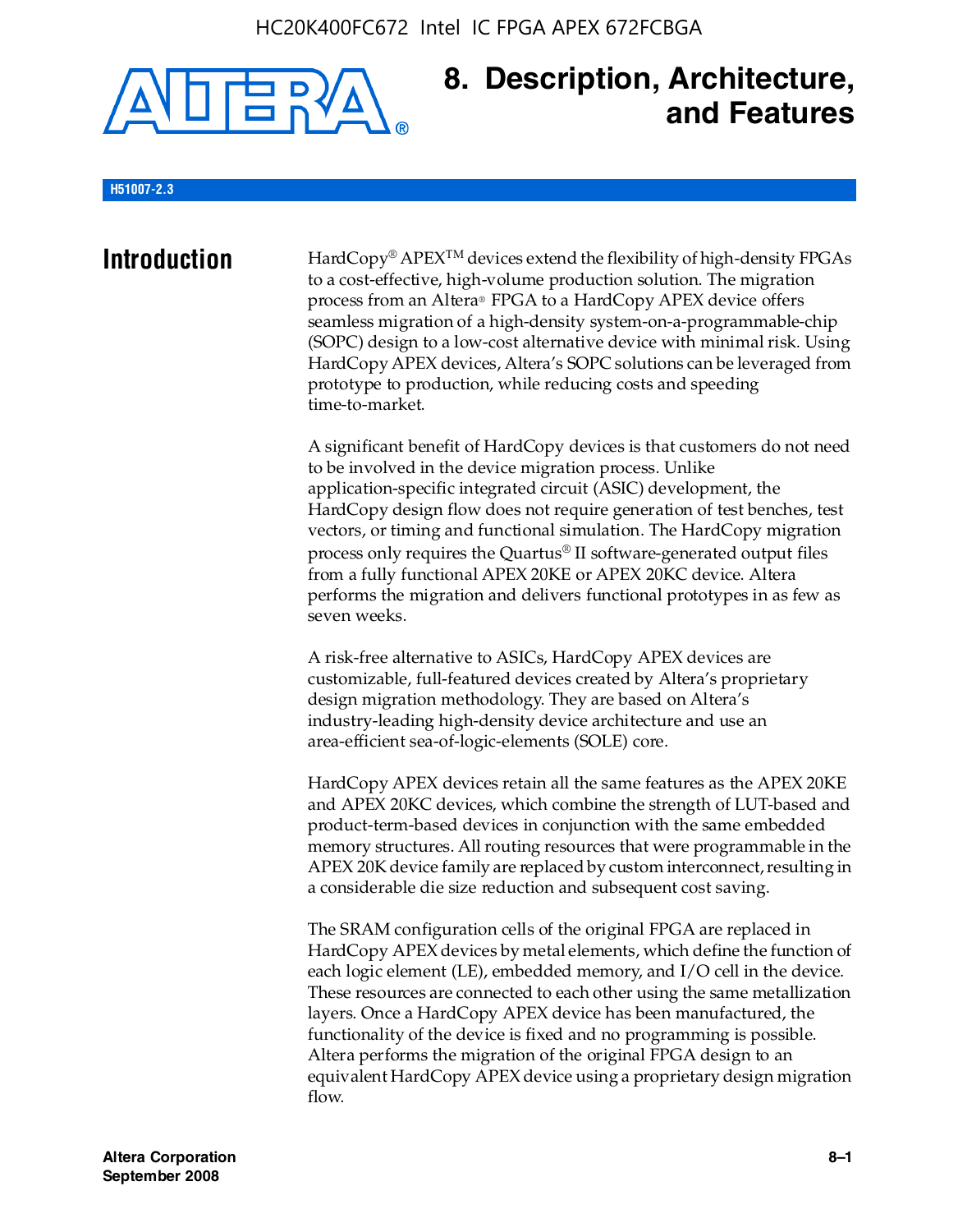# 8. Description, Architecture, and Features

**H51007-2.3**

## Introduction

HardCopy® APEX™ devices extend the flexibility of high-density FPGAs to a cost-effective, high-volume production solution. The migration process from an Altera® FPGA to a HardCopy APEX device offers seamless migration of a high-density system-on-a-programmable-chip (SOPC) design to a low-cost alternative device with minimal risk. Using HardCopy APEX devices, Altera's SOPC solutions can be leveraged from prototype to production, while reducing costs and speeding time-to-market.

A significant benefit of HardCopy devices is that customers do not need to be involved in the device migration process. Unlike application-specific integrated circuit (ASIC) development, the HardCopy design flow does not require generation of test benches, test vectors, or timing and functional simulation. The HardCopy migration process only requires the Quartus® II software-generated output files from a fully functional APEX 20KE or APEX 20KC device. Altera performs the migration and delivers functional prototypes in as few as seven weeks.

A risk-free alternative to ASICs, HardCopy APEX devices are customizable, full-featured devices created by Altera's proprietary design migration methodology. They are based on Altera's industry-leading high-density device architecture and use an area-efficient sea-of-logic-elements (SOLE) core.

HardCopy APEX devices retain all the same features as the APEX 20KE and APEX 20KC devices, which combine the strength of LUT-based and product-term-based devices in conjunction with the same embedded memory structures. All routing resources that were programmable in the APEX 20K device family are replaced by custom interconnect, resulting in a considerable die size reduction and subsequent cost saving.

The SRAM configuration cells of the original FPGA are replaced in HardCopy APEX devices by metal elements, which define the function of each logic element (LE), embedded memory, and I/O cell in the device. These resources are connected to each other using the same metallization layers. Once a HardCopy APEX device has been manufactured, the functionality of the device is fixed and no programming is possible. Altera performs the migration of the original FPGA design to an equivalent HardCopy APEX device using a proprietary design migration flow.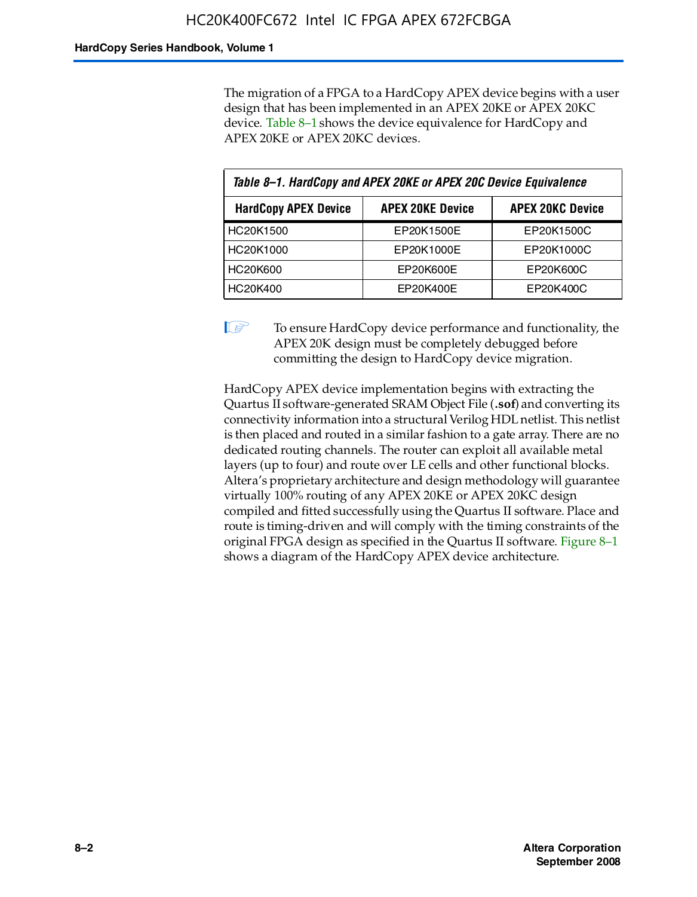The migration of a FPGA to a HardCopy APEX device begins with a user design that has been implemented in an APEX 20KE or APEX 20KC device. Table 8–1 shows the device equivalence for HardCopy and APEX 20KE or APEX 20KC devices.

*Table 8–1. HardCopy and APEX 20KE or APEX 20C Device Equivalence*

| HardCopy APEX Device | APEX 20KE Device | APEX 20KC Device |
|---|---|---|
| HC20K1500 | EP20K1500E | EP20K1500C |
| HC20K1000 | EP20K1000E | EP20K1000C |
| HC20K600 | EP20K600E | EP20K600C |
| HC20K400 | EP20K400E | EP20K400C |

To ensure HardCopy device performance and functionality, the APEX 20K design must be completely debugged before committing the design to HardCopy device migration.

HardCopy APEX device implementation begins with extracting the Quartus II software-generated SRAM Object File (**.sof**) and converting its connectivity information into a structural Verilog HDL netlist. This netlist is then placed and routed in a similar fashion to a gate array. There are no dedicated routing channels. The router can exploit all available metal layers (up to four) and route over LE cells and other functional blocks. Altera's proprietary architecture and design methodology will guarantee virtually 100% routing of any APEX 20KE or APEX 20KC design compiled and fitted successfully using the Quartus II software. Place and route is timing-driven and will comply with the timing constraints of the original FPGA design as specified in the Quartus II software. Figure 8–1 shows a diagram of the HardCopy APEX device architecture.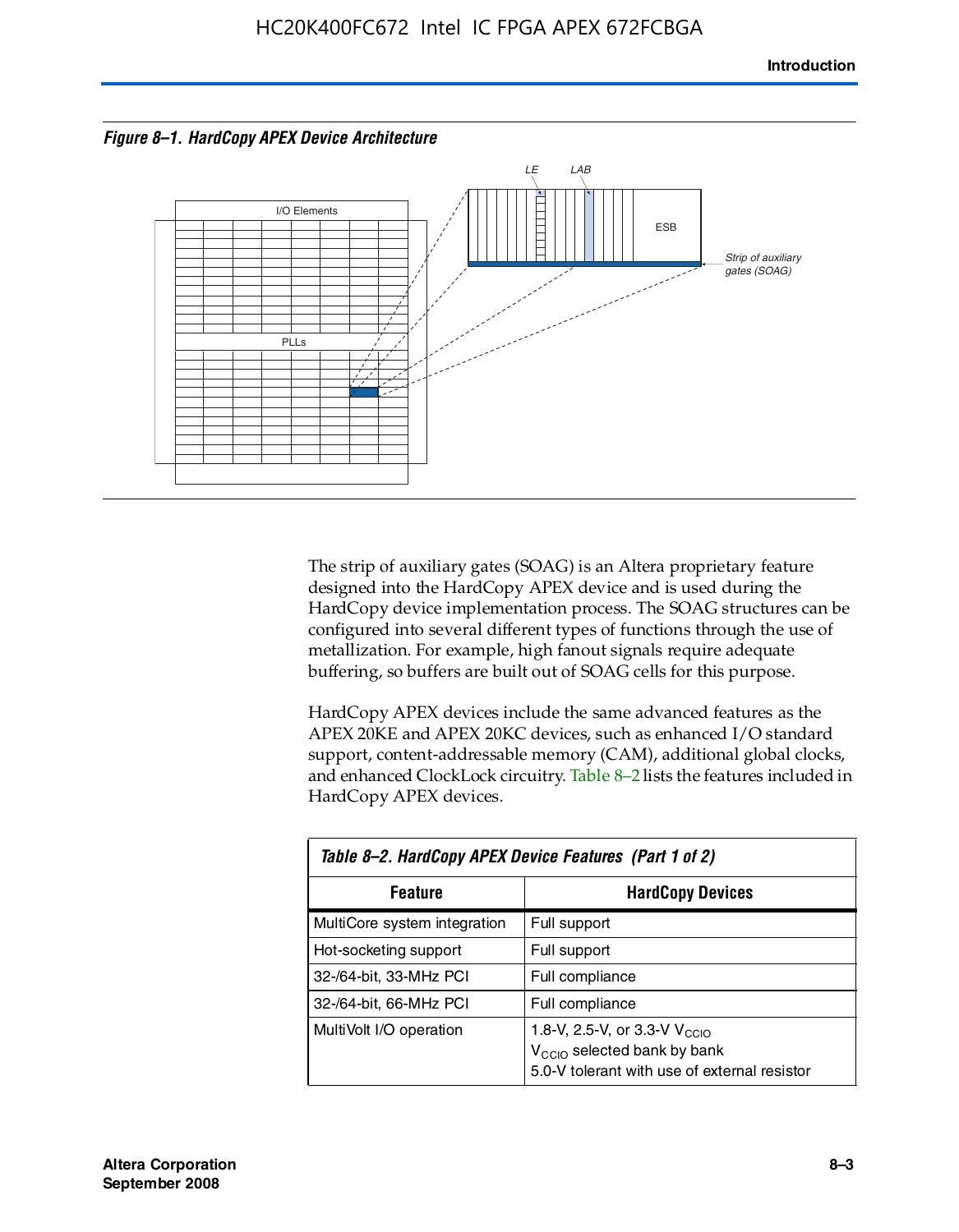*Figure 8–1. HardCopy APEX Device Architecture*

The strip of auxiliary gates (SOAG) is an Altera proprietary feature designed into the HardCopy APEX device and is used during the HardCopy device implementation process. The SOAG structures can be configured into several different types of functions through the use of metallization. For example, high fanout signals require adequate buffering, so buffers are built out of SOAG cells for this purpose.

HardCopy APEX devices include the same advanced features as the APEX 20KE and APEX 20KC devices, such as enhanced I/O standard support, content-addressable memory (CAM), additional global clocks, and enhanced ClockLock circuitry. Table 8–2 lists the features included in HardCopy APEX devices.

*Table 8–2. HardCopy APEX Device Features (Part 1 of 2)*

| Feature | HardCopy Devices |
|---|---|
| MultiCore system integration | Full support |
| Hot-socketing support | Full support |
| 32-/64-bit, 33-MHz PCI | Full compliance |
| 32-/64-bit, 66-MHz PCI | Full compliance |
| MultiVolt I/O operation | 1.8-V, 2.5-V, or 3.3-V $V_{CCIO}$<br>$V_{CCIO}$ selected bank by bank<br>5.0-V tolerant with use of external resistor |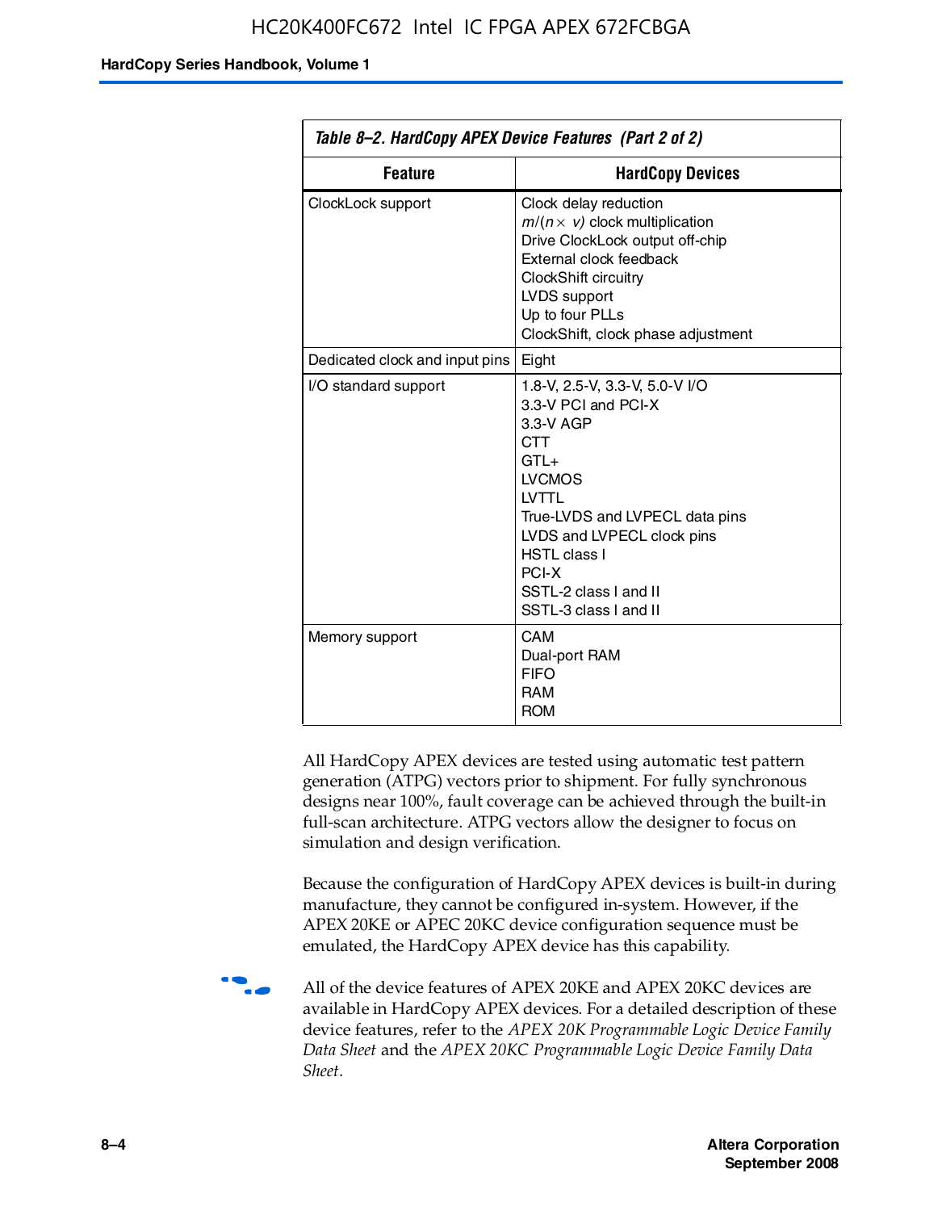**Table 8–2. HardCopy APEX Device Features (Part 2 of 2)**

| Feature | HardCopy Devices |
|---|---|
| ClockLock support | Clock delay reduction<br>$m/(n \times v)$ clock multiplication<br>Drive ClockLock output off-chip<br>External clock feedback<br>ClockShift circuitry<br>LVDS support<br>Up to four PLLs<br>ClockShift, clock phase adjustment |
| Dedicated clock and input pins | Eight |
| I/O standard support | 1.8-V, 2.5-V, 3.3-V, 5.0-V I/O<br>3.3-V PCI and PCI-X<br>3.3-V AGP<br>CTT<br>GTL+<br>LVCMOS<br>LVTTL<br>True-LVDS and LVPECL data pins<br>LVDS and LVPECL clock pins<br>HSTL class I<br>PCI-X<br>SSTL-2 class I and II<br>SSTL-3 class I and II |
| Memory support | CAM<br>Dual-port RAM<br>FIFO<br>RAM<br>ROM |

All HardCopy APEX devices are tested using automatic test pattern generation (ATPG) vectors prior to shipment. For fully synchronous designs near 100%, fault coverage can be achieved through the built-in full-scan architecture. ATPG vectors allow the designer to focus on simulation and design verification.

Because the configuration of HardCopy APEX devices is built-in during manufacture, they cannot be configured in-system. However, if the APEX 20KE or APEC 20KC device configuration sequence must be emulated, the HardCopy APEX device has this capability.

All of the device features of APEX 20KE and APEX 20KC devices are available in HardCopy APEX devices. For a detailed description of these device features, refer to the *APEX 20K Programmable Logic Device Family Data Sheet* and the *APEX 20KC Programmable Logic Device Family Data Sheet*.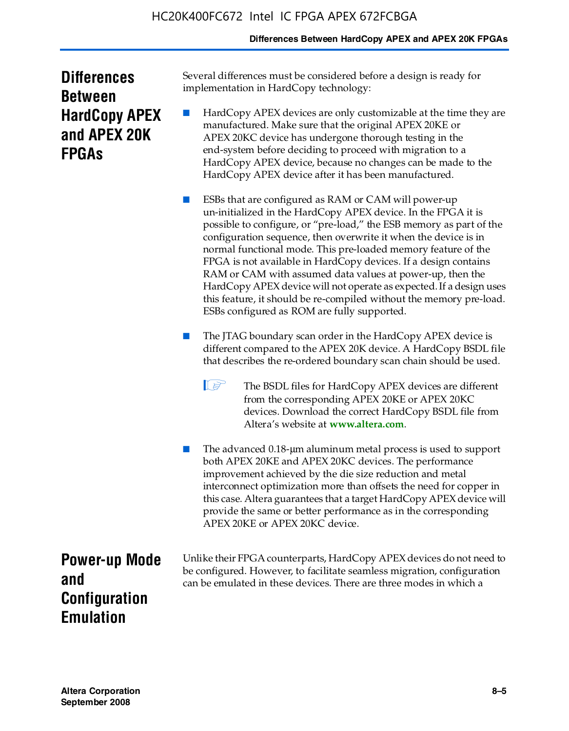## Differences Between HardCopy APEX and APEX 20K FPGAs

Several differences must be considered before a design is ready for implementation in HardCopy technology:

- HardCopy APEX devices are only customizable at the time they are manufactured. Make sure that the original APEX 20KE or APEX 20KC device has undergone thorough testing in the end-system before deciding to proceed with migration to a HardCopy APEX device, because no changes can be made to the HardCopy APEX device after it has been manufactured.

- ESBs that are configured as RAM or CAM will power-up un-initialized in the HardCopy APEX device. In the FPGA it is possible to configure, or "pre-load," the ESB memory as part of the configuration sequence, then overwrite it when the device is in normal functional mode. This pre-loaded memory feature of the FPGA is not available in HardCopy devices. If a design contains RAM or CAM with assumed data values at power-up, then the HardCopy APEX device will not operate as expected. If a design uses this feature, it should be re-compiled without the memory pre-load. ESBs configured as ROM are fully supported.

- The JTAG boundary scan order in the HardCopy APEX device is different compared to the APEX 20K device. A HardCopy BSDL file that describes the re-ordered boundary scan chain should be used.

  > The BSDL files for HardCopy APEX devices are different from the corresponding APEX 20KE or APEX 20KC devices. Download the correct HardCopy BSDL file from Altera's website at **www.altera.com**.

- The advanced 0.18-μm aluminum metal process is used to support both APEX 20KE and APEX 20KC devices. The performance improvement achieved by the die size reduction and metal interconnect optimization more than offsets the need for copper in this case. Altera guarantees that a target HardCopy APEX device will provide the same or better performance as in the corresponding APEX 20KE or APEX 20KC device.

## Power-up Mode and Configuration Emulation

Unlike their FPGA counterparts, HardCopy APEX devices do not need to be configured. However, to facilitate seamless migration, configuration can be emulated in these devices. There are three modes in which a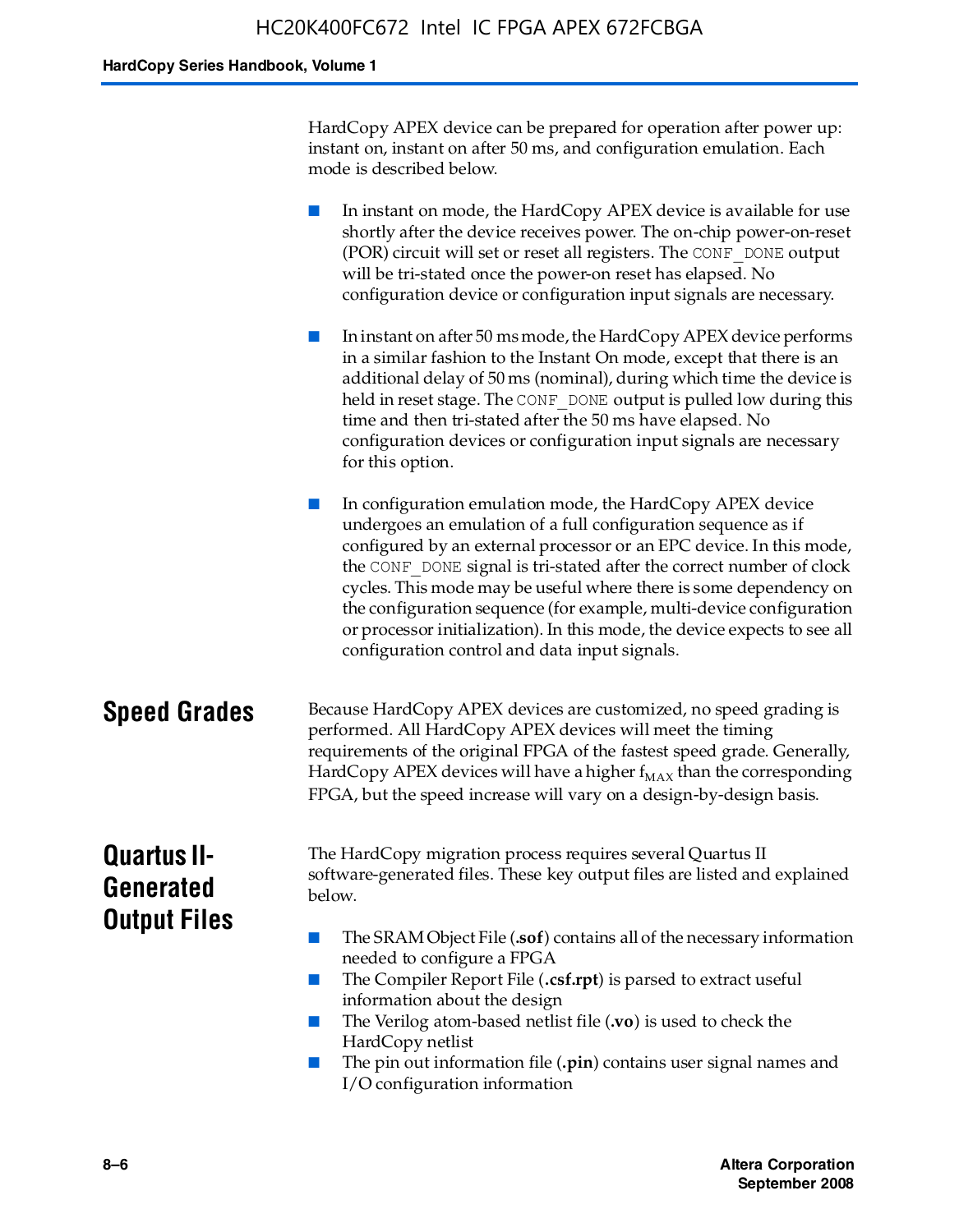HardCopy APEX device can be prepared for operation after power up: instant on, instant on after 50 ms, and configuration emulation. Each mode is described below.

- In instant on mode, the HardCopy APEX device is available for use shortly after the device receives power. The on-chip power-on-reset (POR) circuit will set or reset all registers. The `CONF_DONE` output will be tri-stated once the power-on reset has elapsed. No configuration device or configuration input signals are necessary.

- In instant on after 50 ms mode, the HardCopy APEX device performs in a similar fashion to the Instant On mode, except that there is an additional delay of 50 ms (nominal), during which time the device is held in reset stage. The `CONF_DONE` output is pulled low during this time and then tri-stated after the 50 ms have elapsed. No configuration devices or configuration input signals are necessary for this option.

- In configuration emulation mode, the HardCopy APEX device undergoes an emulation of a full configuration sequence as if configured by an external processor or an EPC device. In this mode, the `CONF_DONE` signal is tri-stated after the correct number of clock cycles. This mode may be useful where there is some dependency on the configuration sequence (for example, multi-device configuration or processor initialization). In this mode, the device expects to see all configuration control and data input signals.

## Speed Grades

Because HardCopy APEX devices are customized, no speed grading is performed. All HardCopy APEX devices will meet the timing requirements of the original FPGA of the fastest speed grade. Generally, HardCopy APEX devices will have a higher $f_{MAX}$ than the corresponding FPGA, but the speed increase will vary on a design-by-design basis.

## Quartus II-Generated Output Files

The HardCopy migration process requires several Quartus II software-generated files. These key output files are listed and explained below.

- The SRAM Object File (**.sof**) contains all of the necessary information needed to configure a FPGA
- The Compiler Report File (**.csf.rpt**) is parsed to extract useful information about the design
- The Verilog atom-based netlist file (**.vo**) is used to check the HardCopy netlist
- The pin out information file (**.pin**) contains user signal names and I/O configuration information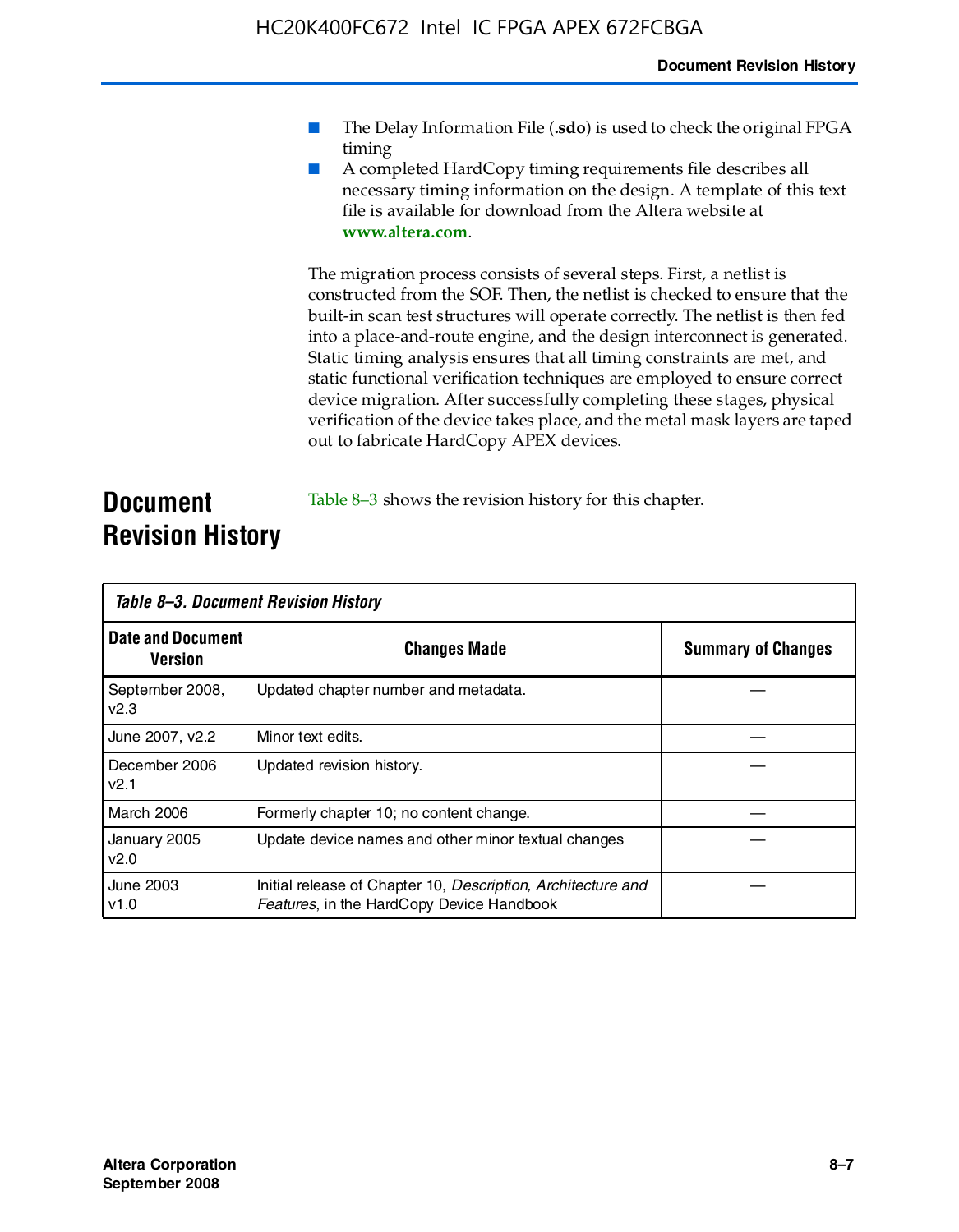- The Delay Information File (**.sdo**) is used to check the original FPGA timing
- A completed HardCopy timing requirements file describes all necessary timing information on the design. A template of this text file is available for download from the Altera website at **www.altera.com**.

The migration process consists of several steps. First, a netlist is constructed from the SOF. Then, the netlist is checked to ensure that the built-in scan test structures will operate correctly. The netlist is then fed into a place-and-route engine, and the design interconnect is generated. Static timing analysis ensures that all timing constraints are met, and static functional verification techniques are employed to ensure correct device migration. After successfully completing these stages, physical verification of the device takes place, and the metal mask layers are taped out to fabricate HardCopy APEX devices.

## Document Revision History

Table 8–3 shows the revision history for this chapter.

*Table 8–3. Document Revision History*

| Date and Document Version | Changes Made | Summary of Changes |
|---|---|---|
| September 2008, v2.3 | Updated chapter number and metadata. | — |
| June 2007, v2.2 | Minor text edits. | — |
| December 2006 v2.1 | Updated revision history. | — |
| March 2006 | Formerly chapter 10; no content change. | — |
| January 2005 v2.0 | Update device names and other minor textual changes | — |
| June 2003 v1.0 | Initial release of Chapter 10, *Description, Architecture and Features*, in the HardCopy Device Handbook | — |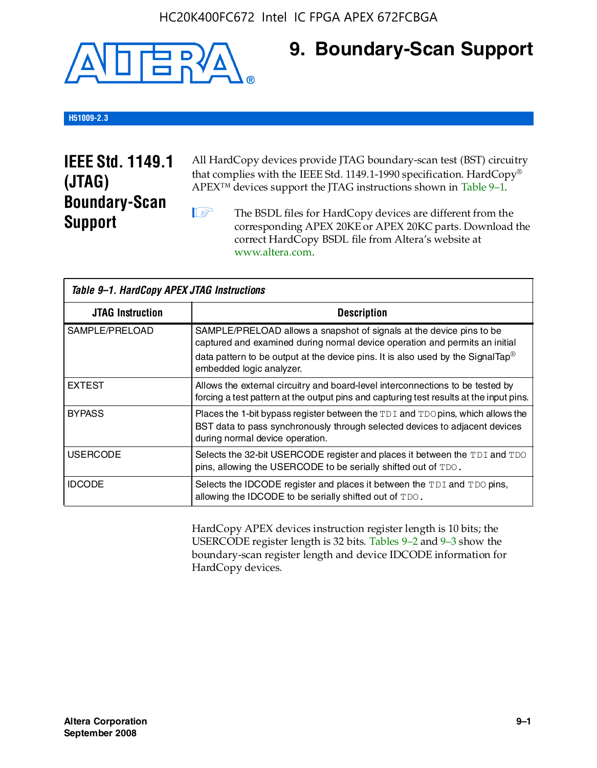# 9. Boundary-Scan Support

H51009-2.3

## IEEE Std. 1149.1 (JTAG) Boundary-Scan Support

All HardCopy devices provide JTAG boundary-scan test (BST) circuitry that complies with the IEEE Std. 1149.1-1990 specification. HardCopy® APEX™ devices support the JTAG instructions shown in Table 9–1.

The BSDL files for HardCopy devices are different from the corresponding APEX 20KE or APEX 20KC parts. Download the correct HardCopy BSDL file from Altera's website at www.altera.com.

*Table 9–1. HardCopy APEX JTAG Instructions*

| JTAG Instruction | Description |
|---|---|
| SAMPLE/PRELOAD | SAMPLE/PRELOAD allows a snapshot of signals at the device pins to be captured and examined during normal device operation and permits an initial data pattern to be output at the device pins. It is also used by the SignalTap® embedded logic analyzer. |
| EXTEST | Allows the external circuitry and board-level interconnections to be tested by forcing a test pattern at the output pins and capturing test results at the input pins. |
| BYPASS | Places the 1-bit bypass register between the TDI and TDO pins, which allows the BST data to pass synchronously through selected devices to adjacent devices during normal device operation. |
| USERCODE | Selects the 32-bit USERCODE register and places it between the TDI and TDO pins, allowing the USERCODE to be serially shifted out of TDO. |
| IDCODE | Selects the IDCODE register and places it between the TDI and TDO pins, allowing the IDCODE to be serially shifted out of TDO. |

HardCopy APEX devices instruction register length is 10 bits; the USERCODE register length is 32 bits. Tables 9–2 and 9–3 show the boundary-scan register length and device IDCODE information for HardCopy devices.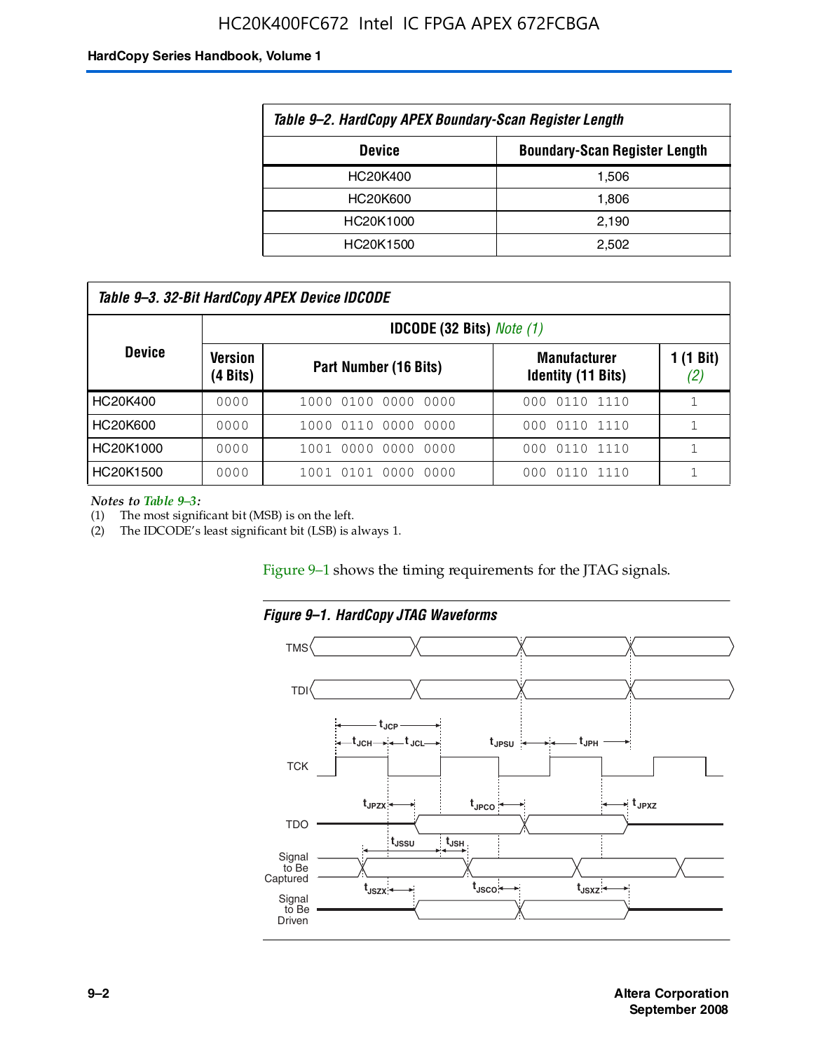**Table 9–2. HardCopy APEX Boundary-Scan Register Length**

| Device | Boundary-Scan Register Length |
|---|---|
| HC20K400 | 1,506 |
| HC20K600 | 1,806 |
| HC20K1000 | 2,190 |
| HC20K1500 | 2,502 |

**Table 9–3. 32-Bit HardCopy APEX Device IDCODE**

| Device | IDCODE (32 Bits) *Note (1)* | | | |
|---|---|---|---|---|
| | Version (4 Bits) | Part Number (16 Bits) | Manufacturer Identity (11 Bits) | 1 (1 Bit) *(2)* |
| HC20K400 | 0000 | 1000 0100 0000 0000 | 000 0110 1110 | 1 |
| HC20K600 | 0000 | 1000 0110 0000 0000 | 000 0110 1110 | 1 |
| HC20K1000 | 0000 | 1001 0000 0000 0000 | 000 0110 1110 | 1 |
| HC20K1500 | 0000 | 1001 0101 0000 0000 | 000 0110 1110 | 1 |

*Notes to Table 9–3:*

(1) The most significant bit (MSB) is on the left.

(2) The IDCODE's least significant bit (LSB) is always 1.

Figure 9–1 shows the timing requirements for the JTAG signals.

**Figure 9–1. HardCopy JTAG Waveforms**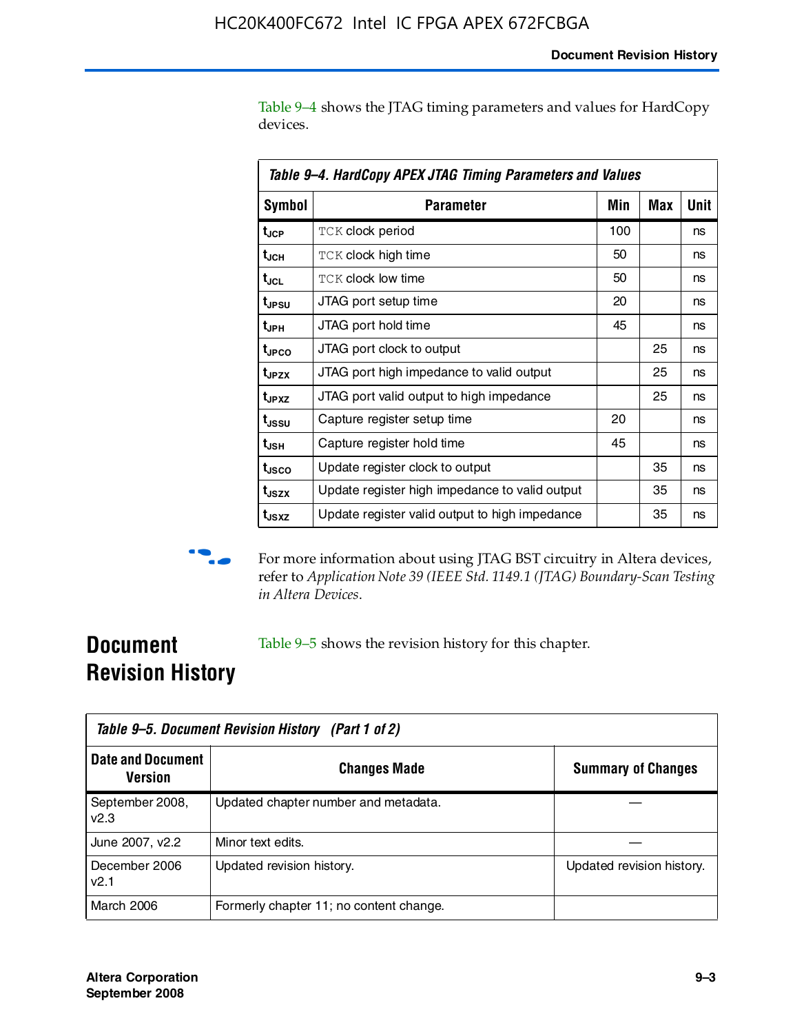Table 9–4 shows the JTAG timing parameters and values for HardCopy devices.

**Table 9–4. HardCopy APEX JTAG Timing Parameters and Values**

| Symbol | Parameter | Min | Max | Unit |
|---|---|---|---|---|
| $t_{JCP}$ | TCK clock period | 100 | | ns |
| $t_{JCH}$ | TCK clock high time | 50 | | ns |
| $t_{JCL}$ | TCK clock low time | 50 | | ns |
| $t_{JPSU}$ | JTAG port setup time | 20 | | ns |
| $t_{JPH}$ | JTAG port hold time | 45 | | ns |
| $t_{JPCO}$ | JTAG port clock to output | | 25 | ns |
| $t_{JPZX}$ | JTAG port high impedance to valid output | | 25 | ns |
| $t_{JPXZ}$ | JTAG port valid output to high impedance | | 25 | ns |
| $t_{JSSU}$ | Capture register setup time | 20 | | ns |
| $t_{JSH}$ | Capture register hold time | 45 | | ns |
| $t_{JSCO}$ | Update register clock to output | | 35 | ns |
| $t_{JSZX}$ | Update register high impedance to valid output | | 35 | ns |
| $t_{JSXZ}$ | Update register valid output to high impedance | | 35 | ns |

For more information about using JTAG BST circuitry in Altera devices, refer to *Application Note 39 (IEEE Std. 1149.1 (JTAG) Boundary-Scan Testing in Altera Devices*.

## Document Revision History

Table 9–5 shows the revision history for this chapter.

**Table 9–5. Document Revision History (Part 1 of 2)**

| Date and Document Version | Changes Made | Summary of Changes |
|---|---|---|
| September 2008, v2.3 | Updated chapter number and metadata. | — |
| June 2007, v2.2 | Minor text edits. | — |
| December 2006 v2.1 | Updated revision history. | Updated revision history. |
| March 2006 | Formerly chapter 11; no content change. | |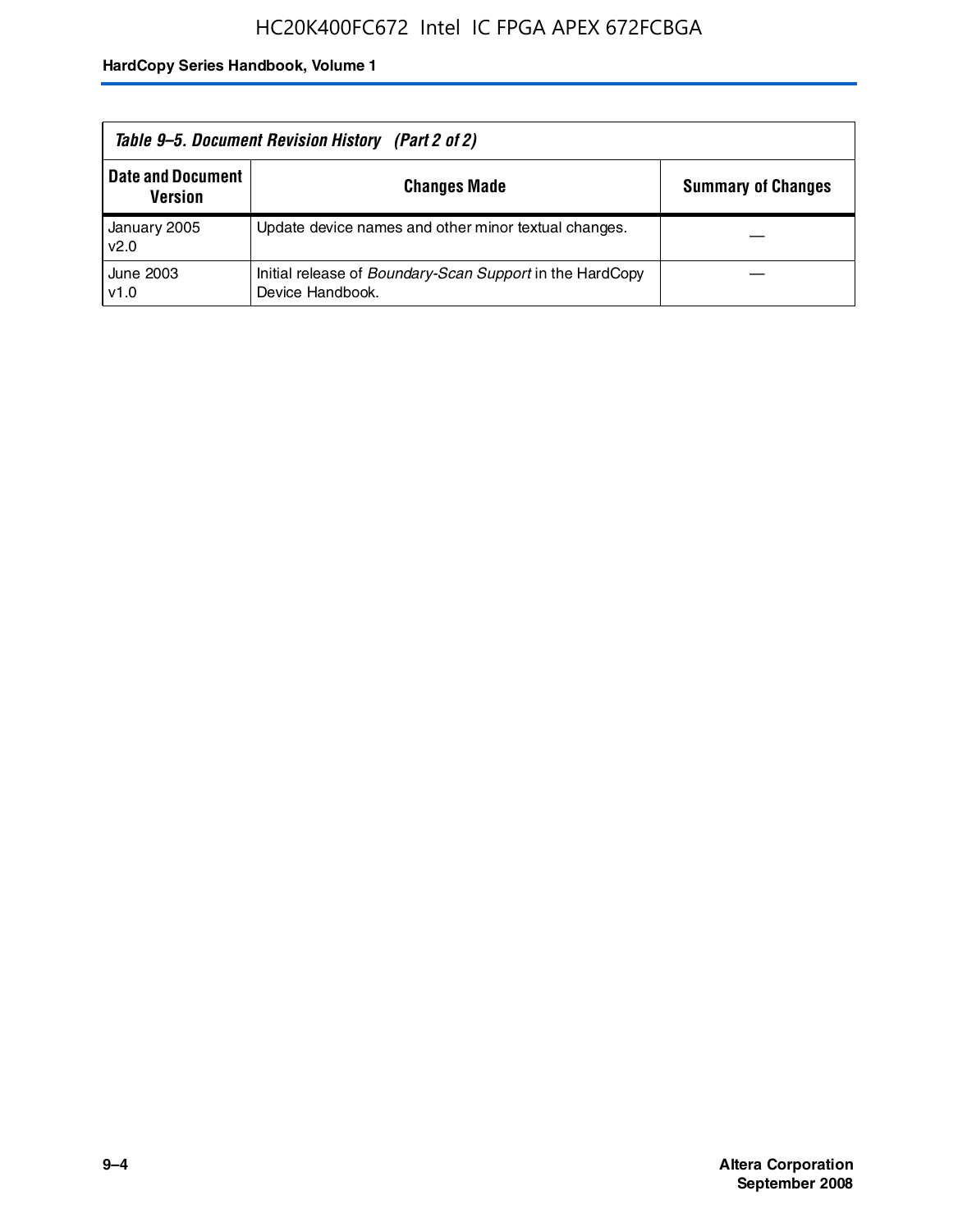*Table 9–5. Document Revision History (Part 2 of 2)*

| Date and Document Version | Changes Made | Summary of Changes |
| --- | --- | --- |
| January 2005 v2.0 | Update device names and other minor textual changes. | — |
| June 2003 v1.0 | Initial release of *Boundary-Scan Support* in the HardCopy Device Handbook. | — |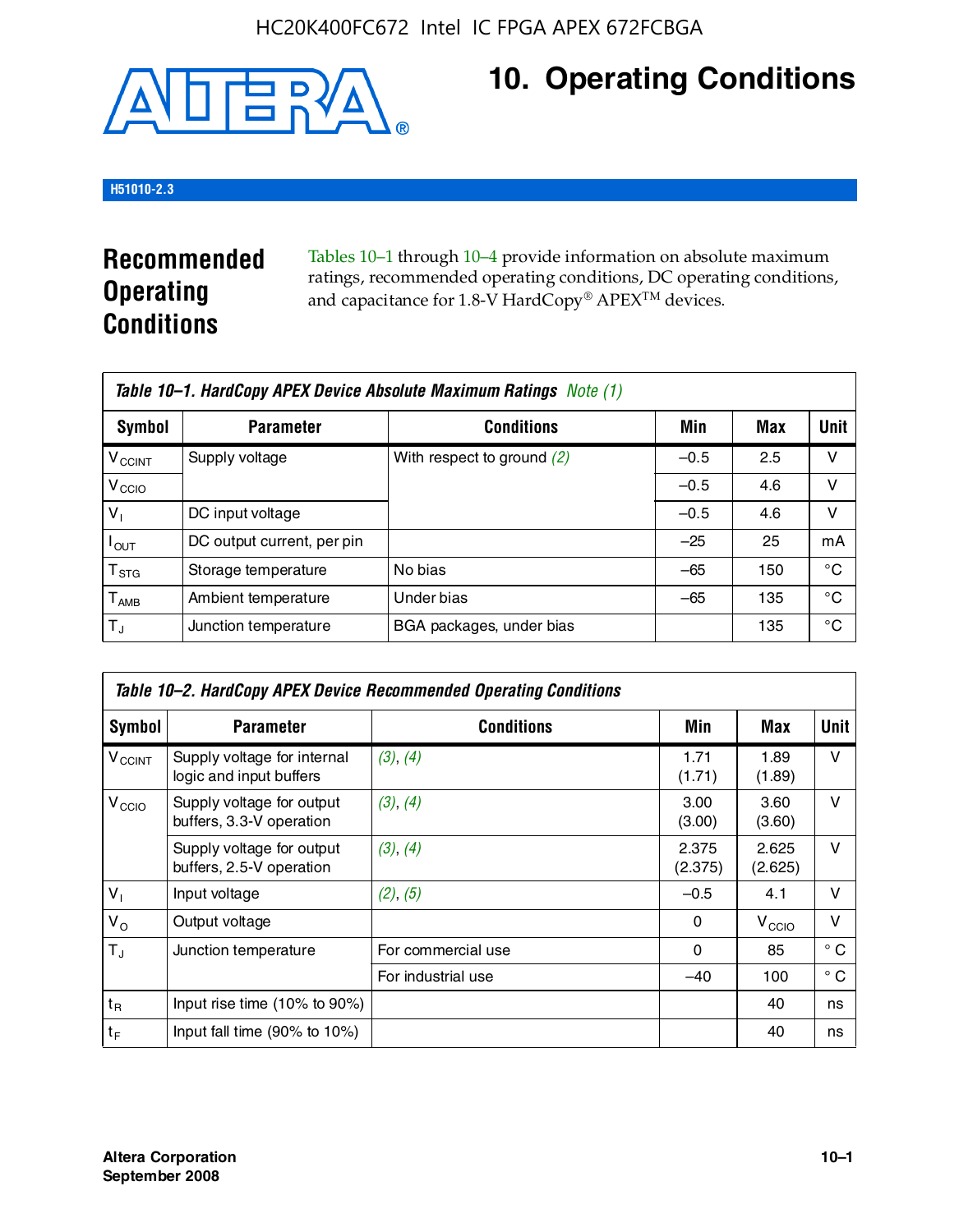# 10. Operating Conditions

H51010-2.3

## Recommended Operating Conditions

Tables 10–1 through 10–4 provide information on absolute maximum ratings, recommended operating conditions, DC operating conditions, and capacitance for 1.8-V HardCopy® APEX™ devices.

**Table 10–1. HardCopy APEX Device Absolute Maximum Ratings** *Note (1)*

| Symbol | Parameter | Conditions | Min | Max | Unit |
|---|---|---|---|---|---|
| $V_{CCINT}$ | Supply voltage | With respect to ground *(2)* | –0.5 | 2.5 | V |
| $V_{CCIO}$ | | | –0.5 | 4.6 | V |
| $V_I$ | DC input voltage | | –0.5 | 4.6 | V |
| $I_{OUT}$ | DC output current, per pin | | –25 | 25 | mA |
| $T_{STG}$ | Storage temperature | No bias | –65 | 150 | °C |
| $T_{AMB}$ | Ambient temperature | Under bias | –65 | 135 | °C |
| $T_J$ | Junction temperature | BGA packages, under bias | | 135 | °C |

**Table 10–2. HardCopy APEX Device Recommended Operating Conditions**

| Symbol | Parameter | Conditions | Min | Max | Unit |
|---|---|---|---|---|---|
| $V_{CCINT}$ | Supply voltage for internal logic and input buffers | *(3)*, *(4)* | 1.71 (1.71) | 1.89 (1.89) | V |
| $V_{CCIO}$ | Supply voltage for output buffers, 3.3-V operation | *(3)*, *(4)* | 3.00 (3.00) | 3.60 (3.60) | V |
| | Supply voltage for output buffers, 2.5-V operation | *(3)*, *(4)* | 2.375 (2.375) | 2.625 (2.625) | V |
| $V_I$ | Input voltage | *(2)*, *(5)* | –0.5 | 4.1 | V |
| $V_O$ | Output voltage | | 0 | $V_{CCIO}$ | V |
| $T_J$ | Junction temperature | For commercial use | 0 | 85 | ° C |
| | | For industrial use | –40 | 100 | ° C |
| $t_R$ | Input rise time (10% to 90%) | | | 40 | ns |
| $t_F$ | Input fall time (90% to 10%) | | | 40 | ns |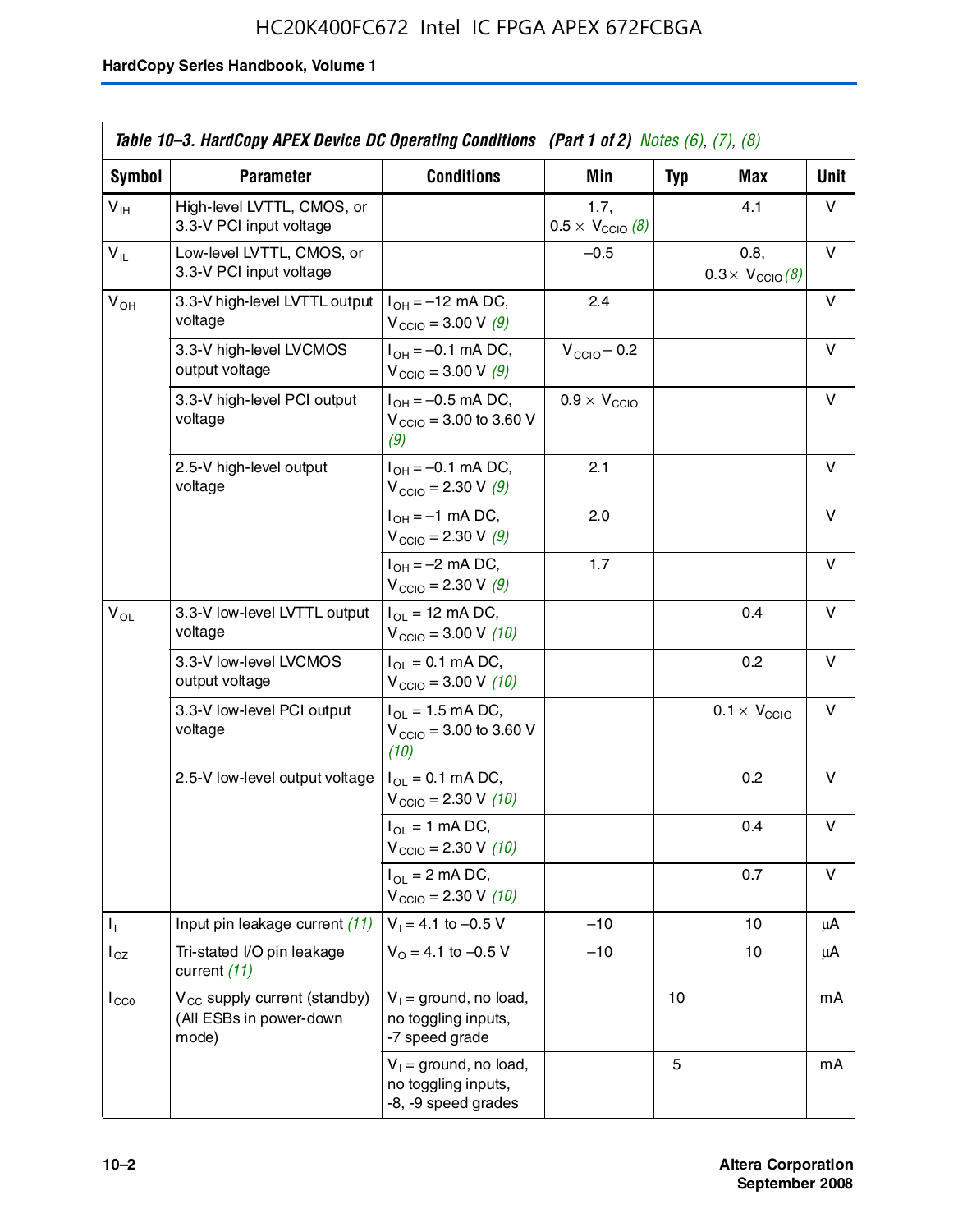Table 10–3. HardCopy APEX Device DC Operating Conditions (Part 1 of 2) *Notes (6), (7), (8)*

| Symbol | Parameter | Conditions | Min | Typ | Max | Unit |
|---|---|---|---|---|---|---|
| $V_{IH}$ | High-level LVTTL, CMOS, or 3.3-V PCI input voltage | | 1.7, $0.5 \times V_{CCIO}$ *(8)* | | 4.1 | V |
| $V_{IL}$ | Low-level LVTTL, CMOS, or 3.3-V PCI input voltage | | –0.5 | | 0.8, $0.3 \times V_{CCIO}$ *(8)* | V |
| $V_{OH}$ | 3.3-V high-level LVTTL output voltage | $I_{OH}$ = –12 mA DC, $V_{CCIO}$ = 3.00 V *(9)* | 2.4 | | | V |
| | 3.3-V high-level LVCMOS output voltage | $I_{OH}$ = –0.1 mA DC, $V_{CCIO}$ = 3.00 V *(9)* | $V_{CCIO}$ – 0.2 | | | V |
| | 3.3-V high-level PCI output voltage | $I_{OH}$ = –0.5 mA DC, $V_{CCIO}$ = 3.00 to 3.60 V *(9)* | $0.9 \times V_{CCIO}$ | | | V |
| | 2.5-V high-level output voltage | $I_{OH}$ = –0.1 mA DC, $V_{CCIO}$ = 2.30 V *(9)* | 2.1 | | | V |
| | | $I_{OH}$ = –1 mA DC, $V_{CCIO}$ = 2.30 V *(9)* | 2.0 | | | V |
| | | $I_{OH}$ = –2 mA DC, $V_{CCIO}$ = 2.30 V *(9)* | 1.7 | | | V |
| $V_{OL}$ | 3.3-V low-level LVTTL output voltage | $I_{OL}$ = 12 mA DC, $V_{CCIO}$ = 3.00 V *(10)* | | | 0.4 | V |
| | 3.3-V low-level LVCMOS output voltage | $I_{OL}$ = 0.1 mA DC, $V_{CCIO}$ = 3.00 V *(10)* | | | 0.2 | V |
| | 3.3-V low-level PCI output voltage | $I_{OL}$ = 1.5 mA DC, $V_{CCIO}$ = 3.00 to 3.60 V *(10)* | | | $0.1 \times V_{CCIO}$ | V |
| | 2.5-V low-level output voltage | $I_{OL}$ = 0.1 mA DC, $V_{CCIO}$ = 2.30 V *(10)* | | | 0.2 | V |
| | | $I_{OL}$ = 1 mA DC, $V_{CCIO}$ = 2.30 V *(10)* | | | 0.4 | V |
| | | $I_{OL}$ = 2 mA DC, $V_{CCIO}$ = 2.30 V *(10)* | | | 0.7 | V |
| $I_I$ | Input pin leakage current *(11)* | $V_I$ = 4.1 to –0.5 V | –10 | | 10 | µA |
| $I_{OZ}$ | Tri-stated I/O pin leakage current *(11)* | $V_O$ = 4.1 to –0.5 V | –10 | | 10 | µA |
| $I_{CC0}$ | $V_{CC}$ supply current (standby) (All ESBs in power-down mode) | $V_I$ = ground, no load, no toggling inputs, -7 speed grade | | 10 | | mA |
| | | $V_I$ = ground, no load, no toggling inputs, -8, -9 speed grades | | 5 | | mA |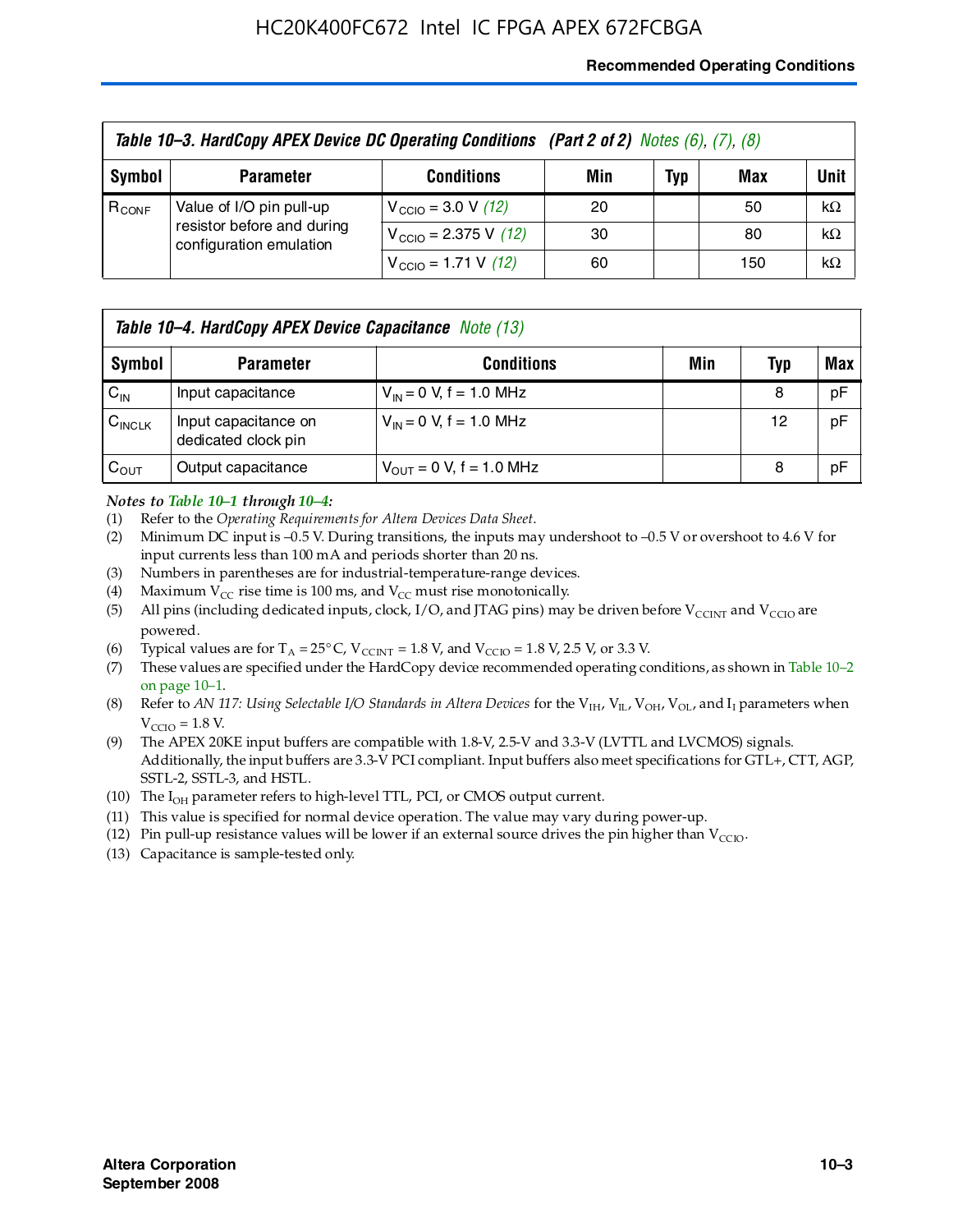**Table 10–3. HardCopy APEX Device DC Operating Conditions (Part 2 of 2)** *Notes (6), (7), (8)*

| Symbol | Parameter | Conditions | Min | Typ | Max | Unit |
|---|---|---|---|---|---|---|
| $R_{CONF}$ | Value of I/O pin pull-up resistor before and during configuration emulation | $V_{CCIO}$ = 3.0 V *(12)* | 20 | | 50 | kΩ |
| | | $V_{CCIO}$ = 2.375 V *(12)* | 30 | | 80 | kΩ |
| | | $V_{CCIO}$ = 1.71 V *(12)* | 60 | | 150 | kΩ |

**Table 10–4. HardCopy APEX Device Capacitance** *Note (13)*

| Symbol | Parameter | Conditions | Min | Typ | Max |
|---|---|---|---|---|---|
| $C_{IN}$ | Input capacitance | $V_{IN}$ = 0 V, f = 1.0 MHz | | 8 | pF |
| $C_{INCLK}$ | Input capacitance on dedicated clock pin | $V_{IN}$ = 0 V, f = 1.0 MHz | | 12 | pF |
| $C_{OUT}$ | Output capacitance | $V_{OUT}$ = 0 V, f = 1.0 MHz | | 8 | pF |

*Notes to Table 10–1 through 10–4:*

(1) Refer to the *Operating Requirements for Altera Devices Data Sheet*.

(2) Minimum DC input is –0.5 V. During transitions, the inputs may undershoot to –0.5 V or overshoot to 4.6 V for input currents less than 100 mA and periods shorter than 20 ns.

(3) Numbers in parentheses are for industrial-temperature-range devices.

(4) Maximum $V_{CC}$ rise time is 100 ms, and $V_{CC}$ must rise monotonically.

(5) All pins (including dedicated inputs, clock, I/O, and JTAG pins) may be driven before $V_{CCINT}$ and $V_{CCIO}$ are powered.

(6) Typical values are for $T_A$ = 25° C, $V_{CCINT}$ = 1.8 V, and $V_{CCIO}$ = 1.8 V, 2.5 V, or 3.3 V.

(7) These values are specified under the HardCopy device recommended operating conditions, as shown in Table 10–2 on page 10–1.

(8) Refer to *AN 117: Using Selectable I/O Standards in Altera Devices* for the $V_{IH}$, $V_{IL}$, $V_{OH}$, $V_{OL}$, and $I_I$ parameters when $V_{CCIO}$ = 1.8 V.

(9) The APEX 20KE input buffers are compatible with 1.8-V, 2.5-V and 3.3-V (LVTTL and LVCMOS) signals. Additionally, the input buffers are 3.3-V PCI compliant. Input buffers also meet specifications for GTL+, CTT, AGP, SSTL-2, SSTL-3, and HSTL.

(10) The $I_{OH}$ parameter refers to high-level TTL, PCI, or CMOS output current.

(11) This value is specified for normal device operation. The value may vary during power-up.

(12) Pin pull-up resistance values will be lower if an external source drives the pin higher than $V_{CCIO}$.

(13) Capacitance is sample-tested only.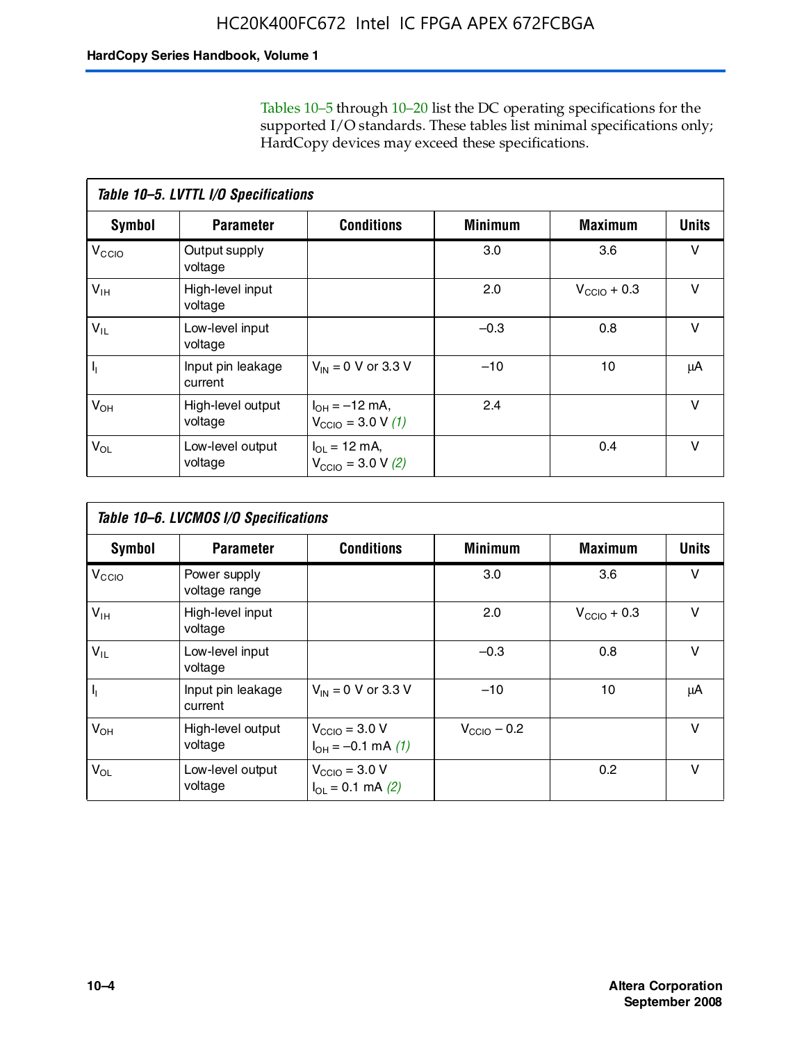Tables 10–5 through 10–20 list the DC operating specifications for the supported I/O standards. These tables list minimal specifications only; HardCopy devices may exceed these specifications.

**Table 10–5. LVTTL I/O Specifications**

| Symbol | Parameter | Conditions | Minimum | Maximum | Units |
|---|---|---|---|---|---|
| $V_{CCIO}$ | Output supply voltage | | 3.0 | 3.6 | V |
| $V_{IH}$ | High-level input voltage | | 2.0 | $V_{CCIO}$ + 0.3 | V |
| $V_{IL}$ | Low-level input voltage | | –0.3 | 0.8 | V |
| $I_I$ | Input pin leakage current | $V_{IN}$ = 0 V or 3.3 V | –10 | 10 | μA |
| $V_{OH}$ | High-level output voltage | $I_{OH}$ = –12 mA, $V_{CCIO}$ = 3.0 V *(1)* | 2.4 | | V |
| $V_{OL}$ | Low-level output voltage | $I_{OL}$ = 12 mA, $V_{CCIO}$ = 3.0 V *(2)* | | 0.4 | V |

**Table 10–6. LVCMOS I/O Specifications**

| Symbol | Parameter | Conditions | Minimum | Maximum | Units |
|---|---|---|---|---|---|
| $V_{CCIO}$ | Power supply voltage range | | 3.0 | 3.6 | V |
| $V_{IH}$ | High-level input voltage | | 2.0 | $V_{CCIO}$ + 0.3 | V |
| $V_{IL}$ | Low-level input voltage | | –0.3 | 0.8 | V |
| $I_I$ | Input pin leakage current | $V_{IN}$ = 0 V or 3.3 V | –10 | 10 | μA |
| $V_{OH}$ | High-level output voltage | $V_{CCIO}$ = 3.0 V $I_{OH}$ = –0.1 mA *(1)* | $V_{CCIO}$ – 0.2 | | V |
| $V_{OL}$ | Low-level output voltage | $V_{CCIO}$ = 3.0 V $I_{OL}$ = 0.1 mA *(2)* | | 0.2 | V |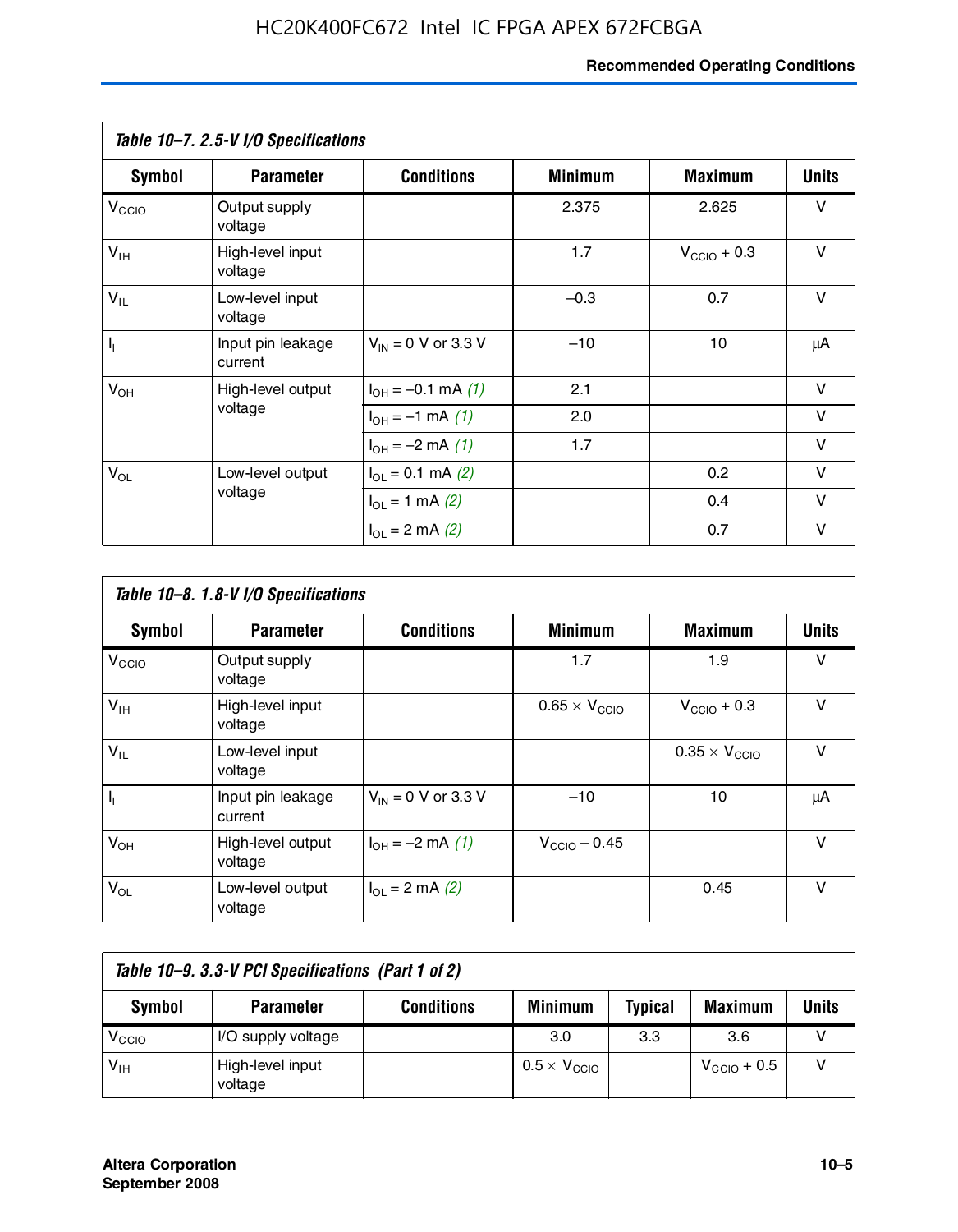*Table 10–7. 2.5-V I/O Specifications*

| Symbol | Parameter | Conditions | Minimum | Maximum | Units |
|---|---|---|---|---|---|
| $V_{CCIO}$ | Output supply voltage | | 2.375 | 2.625 | V |
| $V_{IH}$ | High-level input voltage | | 1.7 | $V_{CCIO}$ + 0.3 | V |
| $V_{IL}$ | Low-level input voltage | | –0.3 | 0.7 | V |
| $I_I$ | Input pin leakage current | $V_{IN}$ = 0 V or 3.3 V | –10 | 10 | μA |
| $V_{OH}$ | High-level output voltage | $I_{OH}$ = –0.1 mA *(1)* | 2.1 | | V |
| | | $I_{OH}$ = –1 mA *(1)* | 2.0 | | V |
| | | $I_{OH}$ = –2 mA *(1)* | 1.7 | | V |
| $V_{OL}$ | Low-level output voltage | $I_{OL}$ = 0.1 mA *(2)* | | 0.2 | V |
| | | $I_{OL}$ = 1 mA *(2)* | | 0.4 | V |
| | | $I_{OL}$ = 2 mA *(2)* | | 0.7 | V |

*Table 10–8. 1.8-V I/O Specifications*

| Symbol | Parameter | Conditions | Minimum | Maximum | Units |
|---|---|---|---|---|---|
| $V_{CCIO}$ | Output supply voltage | | 1.7 | 1.9 | V |
| $V_{IH}$ | High-level input voltage | | 0.65 × $V_{CCIO}$ | $V_{CCIO}$ + 0.3 | V |
| $V_{IL}$ | Low-level input voltage | | | 0.35 × $V_{CCIO}$ | V |
| $I_I$ | Input pin leakage current | $V_{IN}$ = 0 V or 3.3 V | –10 | 10 | μA |
| $V_{OH}$ | High-level output voltage | $I_{OH}$ = –2 mA *(1)* | $V_{CCIO}$ – 0.45 | | V |
| $V_{OL}$ | Low-level output voltage | $I_{OL}$ = 2 mA *(2)* | | 0.45 | V |

*Table 10–9. 3.3-V PCI Specifications (Part 1 of 2)*

| Symbol | Parameter | Conditions | Minimum | Typical | Maximum | Units |
|---|---|---|---|---|---|---|
| $V_{CCIO}$ | I/O supply voltage | | 3.0 | 3.3 | 3.6 | V |
| $V_{IH}$ | High-level input voltage | | 0.5 × $V_{CCIO}$ | | $V_{CCIO}$ + 0.5 | V |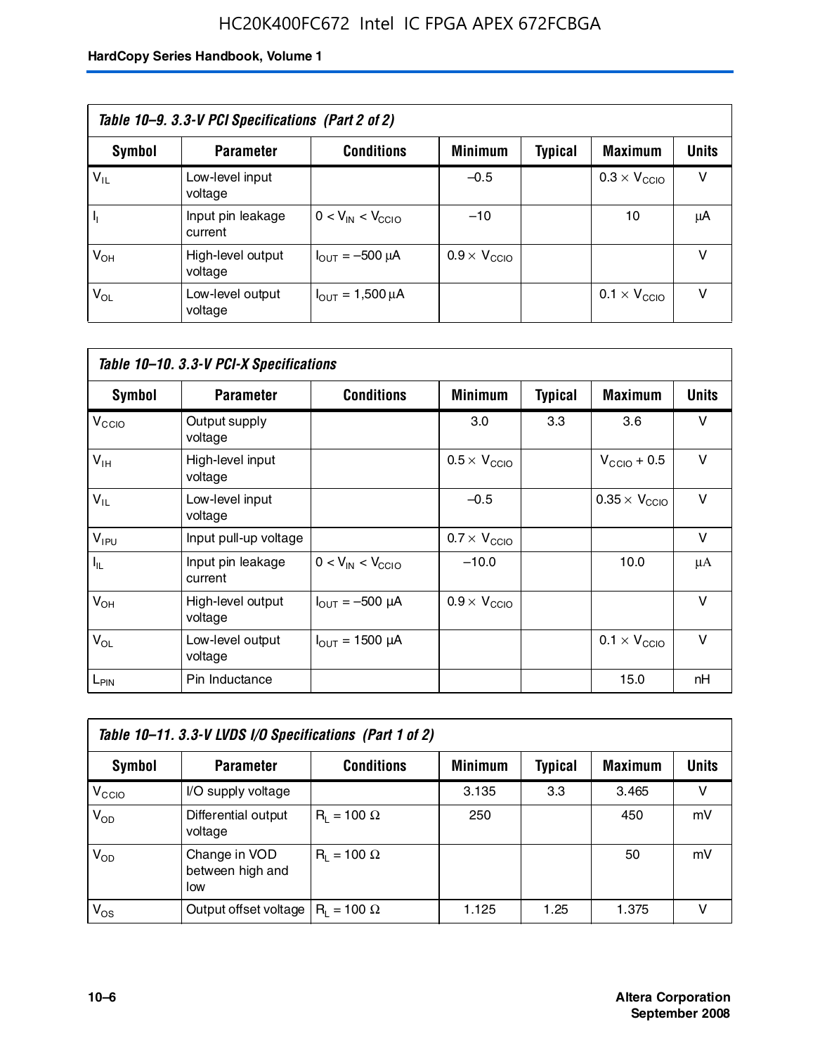**Table 10–9. 3.3-V PCI Specifications (Part 2 of 2)**

| Symbol | Parameter | Conditions | Minimum | Typical | Maximum | Units |
|---|---|---|---|---|---|---|
| $V_{IL}$ | Low-level input voltage | | –0.5 | | $0.3 \times V_{CCIO}$ | V |
| $I_I$ | Input pin leakage current | $0 < V_{IN} < V_{CCIO}$ | –10 | | 10 | μA |
| $V_{OH}$ | High-level output voltage | $I_{OUT}$ = –500 μA | $0.9 \times V_{CCIO}$ | | | V |
| $V_{OL}$ | Low-level output voltage | $I_{OUT}$ = 1,500 μA | | | $0.1 \times V_{CCIO}$ | V |

**Table 10–10. 3.3-V PCI-X Specifications**

| Symbol | Parameter | Conditions | Minimum | Typical | Maximum | Units |
|---|---|---|---|---|---|---|
| $V_{CCIO}$ | Output supply voltage | | 3.0 | 3.3 | 3.6 | V |
| $V_{IH}$ | High-level input voltage | | $0.5 \times V_{CCIO}$ | | $V_{CCIO} + 0.5$ | V |
| $V_{IL}$ | Low-level input voltage | | –0.5 | | $0.35 \times V_{CCIO}$ | V |
| $V_{IPU}$ | Input pull-up voltage | | $0.7 \times V_{CCIO}$ | | | V |
| $I_{IL}$ | Input pin leakage current | $0 < V_{IN} < V_{CCIO}$ | –10.0 | | 10.0 | μA |
| $V_{OH}$ | High-level output voltage | $I_{OUT}$ = –500 μA | $0.9 \times V_{CCIO}$ | | | V |
| $V_{OL}$ | Low-level output voltage | $I_{OUT}$ = 1500 μA | | | $0.1 \times V_{CCIO}$ | V |
| $L_{PIN}$ | Pin Inductance | | | | 15.0 | nH |

**Table 10–11. 3.3-V LVDS I/O Specifications (Part 1 of 2)**

| Symbol | Parameter | Conditions | Minimum | Typical | Maximum | Units |
|---|---|---|---|---|---|---|
| $V_{CCIO}$ | I/O supply voltage | | 3.135 | 3.3 | 3.465 | V |
| $V_{OD}$ | Differential output voltage | $R_L$ = 100 Ω | 250 | | 450 | mV |
| $V_{OD}$ | Change in VOD between high and low | $R_L$ = 100 Ω | | | 50 | mV |
| $V_{OS}$ | Output offset voltage | $R_L$ = 100 Ω | 1.125 | 1.25 | 1.375 | V |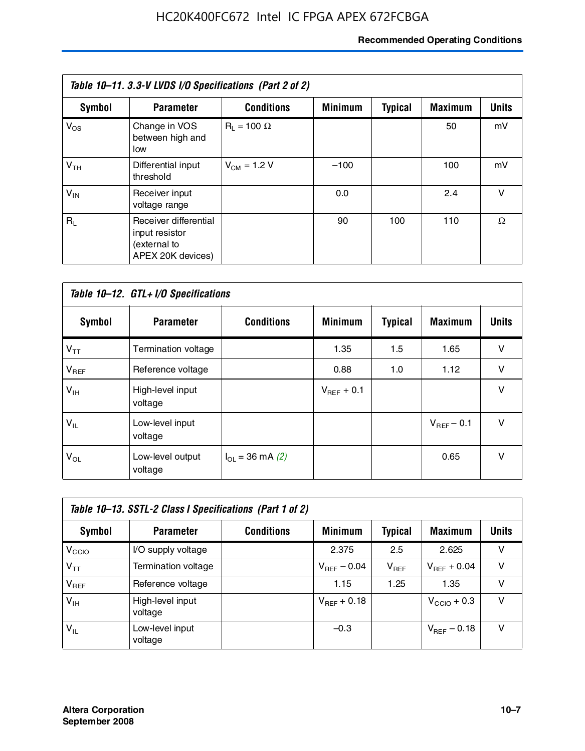**Table 10–11. 3.3-V LVDS I/O Specifications (Part 2 of 2)**

| Symbol | Parameter | Conditions | Minimum | Typical | Maximum | Units |
|---|---|---|---|---|---|---|
| $V_{OS}$ | Change in VOS between high and low | $R_L$ = 100 Ω | | | 50 | mV |
| $V_{TH}$ | Differential input threshold | $V_{CM}$ = 1.2 V | –100 | | 100 | mV |
| $V_{IN}$ | Receiver input voltage range | | 0.0 | | 2.4 | V |
| $R_L$ | Receiver differential input resistor (external to APEX 20K devices) | | 90 | 100 | 110 | Ω |

**Table 10–12. GTL+ I/O Specifications**

| Symbol | Parameter | Conditions | Minimum | Typical | Maximum | Units |
|---|---|---|---|---|---|---|
| $V_{TT}$ | Termination voltage | | 1.35 | 1.5 | 1.65 | V |
| $V_{REF}$ | Reference voltage | | 0.88 | 1.0 | 1.12 | V |
| $V_{IH}$ | High-level input voltage | | $V_{REF}$ + 0.1 | | | V |
| $V_{IL}$ | Low-level input voltage | | | | $V_{REF}$ – 0.1 | V |
| $V_{OL}$ | Low-level output voltage | $I_{OL}$ = 36 mA *(2)* | | | 0.65 | V |

**Table 10–13. SSTL-2 Class I Specifications (Part 1 of 2)**

| Symbol | Parameter | Conditions | Minimum | Typical | Maximum | Units |
|---|---|---|---|---|---|---|
| $V_{CCIO}$ | I/O supply voltage | | 2.375 | 2.5 | 2.625 | V |
| $V_{TT}$ | Termination voltage | | $V_{REF}$ – 0.04 | $V_{REF}$ | $V_{REF}$ + 0.04 | V |
| $V_{REF}$ | Reference voltage | | 1.15 | 1.25 | 1.35 | V |
| $V_{IH}$ | High-level input voltage | | $V_{REF}$ + 0.18 | | $V_{CCIO}$ + 0.3 | V |
| $V_{IL}$ | Low-level input voltage | | –0.3 | | $V_{REF}$ – 0.18 | V |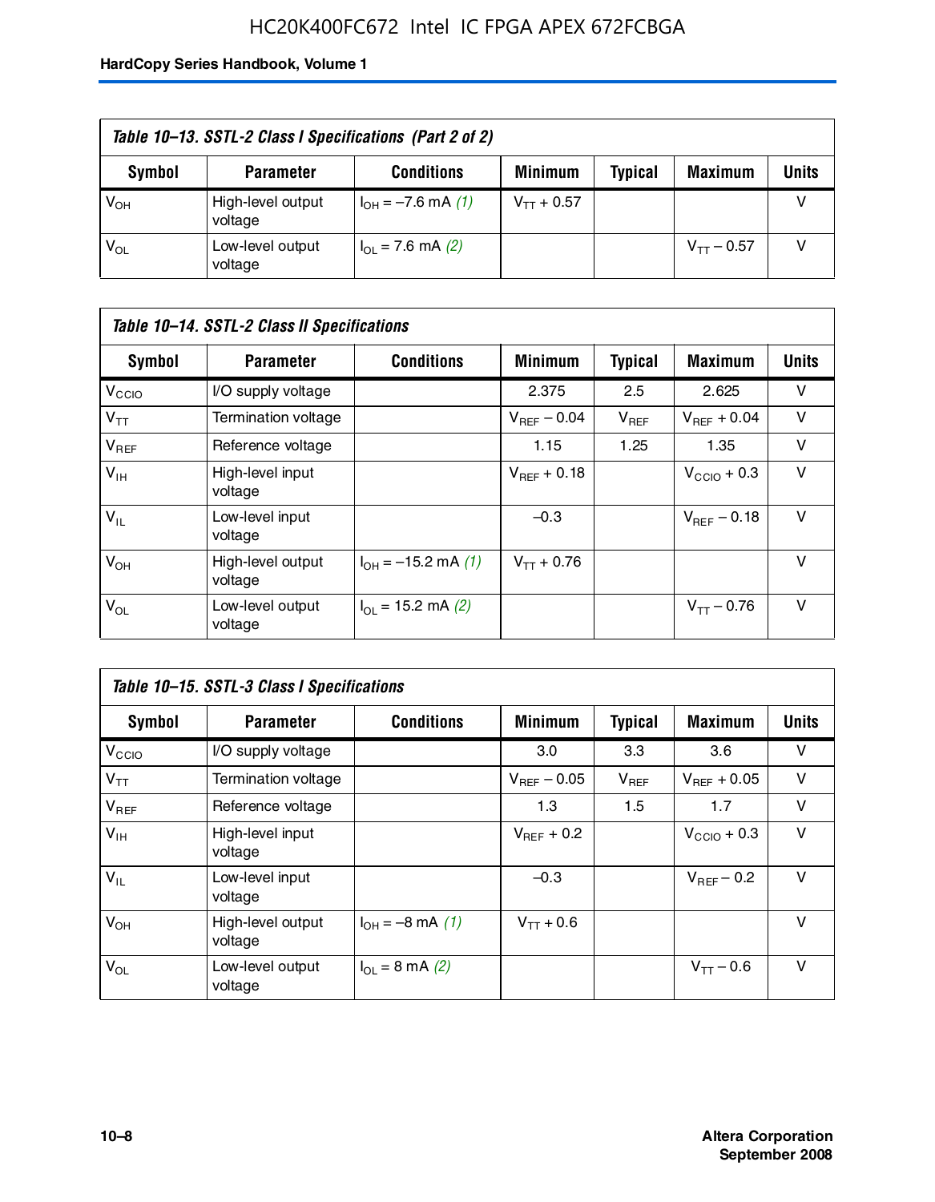**Table 10–13. SSTL-2 Class I Specifications (Part 2 of 2)**

| Symbol | Parameter | Conditions | Minimum | Typical | Maximum | Units |
|---|---|---|---|---|---|---|
| $V_{OH}$ | High-level output voltage | $I_{OH}$ = –7.6 mA *(1)* | $V_{TT}$ + 0.57 | | | V |
| $V_{OL}$ | Low-level output voltage | $I_{OL}$ = 7.6 mA *(2)* | | | $V_{TT}$ – 0.57 | V |

**Table 10–14. SSTL-2 Class II Specifications**

| Symbol | Parameter | Conditions | Minimum | Typical | Maximum | Units |
|---|---|---|---|---|---|---|
| $V_{CCIO}$ | I/O supply voltage | | 2.375 | 2.5 | 2.625 | V |
| $V_{TT}$ | Termination voltage | | $V_{REF}$ – 0.04 | $V_{REF}$ | $V_{REF}$ + 0.04 | V |
| $V_{REF}$ | Reference voltage | | 1.15 | 1.25 | 1.35 | V |
| $V_{IH}$ | High-level input voltage | | $V_{REF}$ + 0.18 | | $V_{CCIO}$ + 0.3 | V |
| $V_{IL}$ | Low-level input voltage | | –0.3 | | $V_{REF}$ – 0.18 | V |
| $V_{OH}$ | High-level output voltage | $I_{OH}$ = –15.2 mA *(1)* | $V_{TT}$ + 0.76 | | | V |
| $V_{OL}$ | Low-level output voltage | $I_{OL}$ = 15.2 mA *(2)* | | | $V_{TT}$ – 0.76 | V |

**Table 10–15. SSTL-3 Class I Specifications**

| Symbol | Parameter | Conditions | Minimum | Typical | Maximum | Units |
|---|---|---|---|---|---|---|
| $V_{CCIO}$ | I/O supply voltage | | 3.0 | 3.3 | 3.6 | V |
| $V_{TT}$ | Termination voltage | | $V_{REF}$ – 0.05 | $V_{REF}$ | $V_{REF}$ + 0.05 | V |
| $V_{REF}$ | Reference voltage | | 1.3 | 1.5 | 1.7 | V |
| $V_{IH}$ | High-level input voltage | | $V_{REF}$ + 0.2 | | $V_{CCIO}$ + 0.3 | V |
| $V_{IL}$ | Low-level input voltage | | –0.3 | | $V_{REF}$ – 0.2 | V |
| $V_{OH}$ | High-level output voltage | $I_{OH}$ = –8 mA *(1)* | $V_{TT}$ + 0.6 | | | V |
| $V_{OL}$ | Low-level output voltage | $I_{OL}$ = 8 mA *(2)* | | | $V_{TT}$ – 0.6 | V |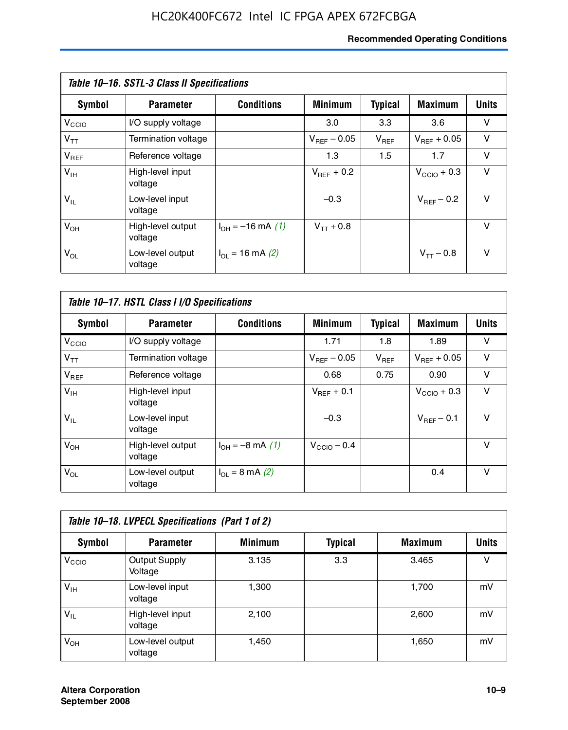**Table 10–16. SSTL-3 Class II Specifications**

| Symbol | Parameter | Conditions | Minimum | Typical | Maximum | Units |
|---|---|---|---|---|---|---|
| $V_{CCIO}$ | I/O supply voltage | | 3.0 | 3.3 | 3.6 | V |
| $V_{TT}$ | Termination voltage | | $V_{REF} - 0.05$ | $V_{REF}$ | $V_{REF} + 0.05$ | V |
| $V_{REF}$ | Reference voltage | | 1.3 | 1.5 | 1.7 | V |
| $V_{IH}$ | High-level input voltage | | $V_{REF} + 0.2$ | | $V_{CCIO} + 0.3$ | V |
| $V_{IL}$ | Low-level input voltage | | –0.3 | | $V_{REF} - 0.2$ | V |
| $V_{OH}$ | High-level output voltage | $I_{OH}$ = –16 mA *(1)* | $V_{TT} + 0.8$ | | | V |
| $V_{OL}$ | Low-level output voltage | $I_{OL}$ = 16 mA *(2)* | | | $V_{TT} - 0.8$ | V |

**Table 10–17. HSTL Class I I/O Specifications**

| Symbol | Parameter | Conditions | Minimum | Typical | Maximum | Units |
|---|---|---|---|---|---|---|
| $V_{CCIO}$ | I/O supply voltage | | 1.71 | 1.8 | 1.89 | V |
| $V_{TT}$ | Termination voltage | | $V_{REF} - 0.05$ | $V_{REF}$ | $V_{REF} + 0.05$ | V |
| $V_{REF}$ | Reference voltage | | 0.68 | 0.75 | 0.90 | V |
| $V_{IH}$ | High-level input voltage | | $V_{REF} + 0.1$ | | $V_{CCIO} + 0.3$ | V |
| $V_{IL}$ | Low-level input voltage | | –0.3 | | $V_{REF} - 0.1$ | V |
| $V_{OH}$ | High-level output voltage | $I_{OH}$ = –8 mA *(1)* | $V_{CCIO} - 0.4$ | | | V |
| $V_{OL}$ | Low-level output voltage | $I_{OL}$ = 8 mA *(2)* | | | 0.4 | V |

**Table 10–18. LVPECL Specifications (Part 1 of 2)**

| Symbol | Parameter | Minimum | Typical | Maximum | Units |
|---|---|---|---|---|---|
| $V_{CCIO}$ | Output Supply Voltage | 3.135 | 3.3 | 3.465 | V |
| $V_{IH}$ | Low-level input voltage | 1,300 | | 1,700 | mV |
| $V_{IL}$ | High-level input voltage | 2,100 | | 2,600 | mV |
| $V_{OH}$ | Low-level output voltage | 1,450 | | 1,650 | mV |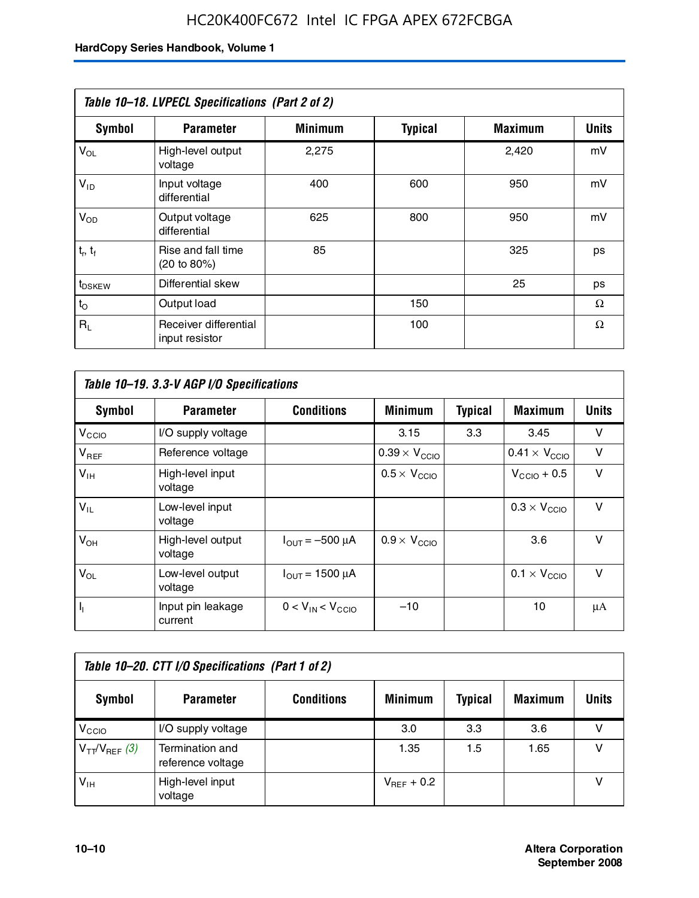| Table 10–18. LVPECL Specifications (Part 2 of 2) | | | | | |
|---|---|---|---|---|---|
| **Symbol** | **Parameter** | **Minimum** | **Typical** | **Maximum** | **Units** |
| $V_{OL}$ | High-level output voltage | 2,275 | | 2,420 | mV |
| $V_{ID}$ | Input voltage differential | 400 | 600 | 950 | mV |
| $V_{OD}$ | Output voltage differential | 625 | 800 | 950 | mV |
| $t_r$, $t_f$ | Rise and fall time (20 to 80%) | 85 | | 325 | ps |
| $t_{DSKEW}$ | Differential skew | | | 25 | ps |
| $t_O$ | Output load | | 150 | | Ω |
| $R_L$ | Receiver differential input resistor | | 100 | | Ω |

| Table 10–19. 3.3-V AGP I/O Specifications | | | | | | |
|---|---|---|---|---|---|---|
| **Symbol** | **Parameter** | **Conditions** | **Minimum** | **Typical** | **Maximum** | **Units** |
| $V_{CCIO}$ | I/O supply voltage | | 3.15 | 3.3 | 3.45 | V |
| $V_{REF}$ | Reference voltage | | $0.39 \times V_{CCIO}$ | | $0.41 \times V_{CCIO}$ | V |
| $V_{IH}$ | High-level input voltage | | $0.5 \times V_{CCIO}$ | | $V_{CCIO} + 0.5$ | V |
| $V_{IL}$ | Low-level input voltage | | | | $0.3 \times V_{CCIO}$ | V |
| $V_{OH}$ | High-level output voltage | $I_{OUT} = -500\ \mu A$ | $0.9 \times V_{CCIO}$ | | 3.6 | V |
| $V_{OL}$ | Low-level output voltage | $I_{OUT} = 1500\ \mu A$ | | | $0.1 \times V_{CCIO}$ | V |
| $I_I$ | Input pin leakage current | $0 < V_{IN} < V_{CCIO}$ | –10 | | 10 | µA |

| Table 10–20. CTT I/O Specifications (Part 1 of 2) | | | | | | |
|---|---|---|---|---|---|---|
| **Symbol** | **Parameter** | **Conditions** | **Minimum** | **Typical** | **Maximum** | **Units** |
| $V_{CCIO}$ | I/O supply voltage | | 3.0 | 3.3 | 3.6 | V |
| $V_{TT}/V_{REF}$ *(3)* | Termination and reference voltage | | 1.35 | 1.5 | 1.65 | V |
| $V_{IH}$ | High-level input voltage | | $V_{REF} + 0.2$ | | | V |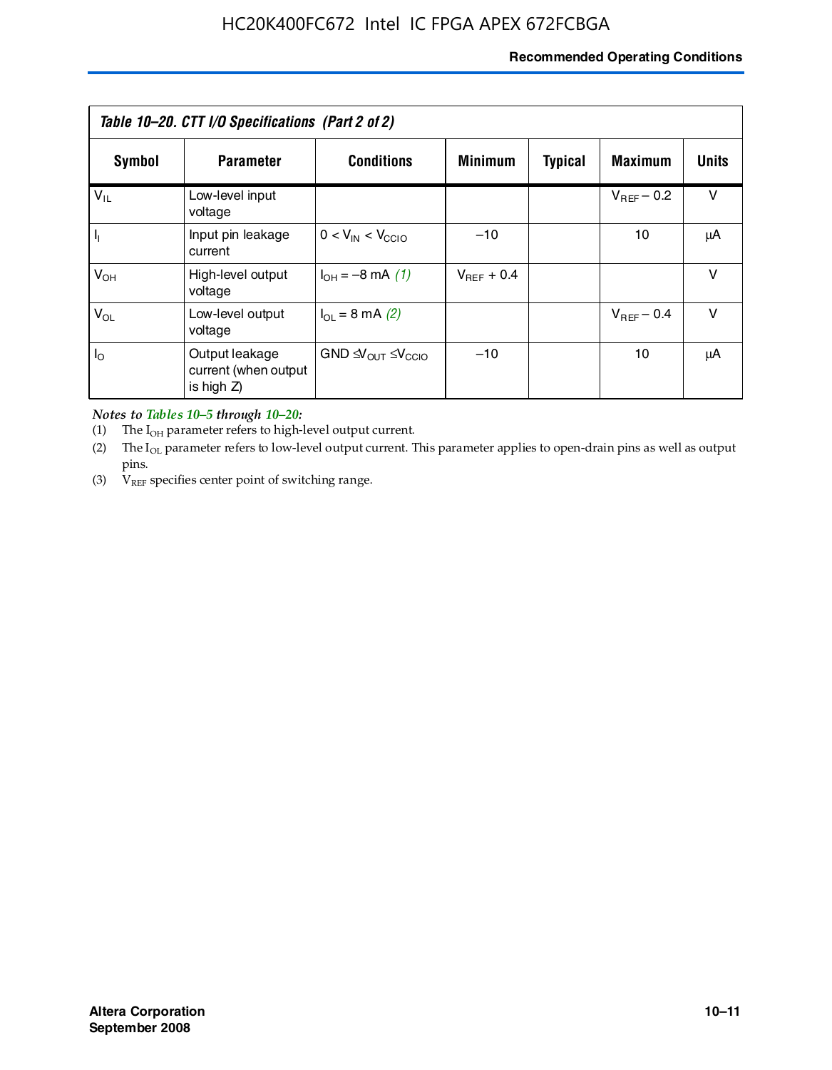*Table 10–20. CTT I/O Specifications (Part 2 of 2)*

| Symbol | Parameter | Conditions | Minimum | Typical | Maximum | Units |
|---|---|---|---|---|---|---|
| $V_{IL}$ | Low-level input voltage | | | | $V_{REF} - 0.2$ | V |
| $I_I$ | Input pin leakage current | $0 < V_{IN} < V_{CCIO}$ | –10 | | 10 | μA |
| $V_{OH}$ | High-level output voltage | $I_{OH} = -8$ mA *(1)* | $V_{REF} + 0.4$ | | | V |
| $V_{OL}$ | Low-level output voltage | $I_{OL} = 8$ mA *(2)* | | | $V_{REF} - 0.4$ | V |
| $I_O$ | Output leakage current (when output is high Z) | $GND \leq V_{OUT} \leq V_{CCIO}$ | –10 | | 10 | μA |

***Notes to Tables 10–5 through 10–20:***

(1) The $I_{OH}$ parameter refers to high-level output current.

(2) The $I_{OL}$ parameter refers to low-level output current. This parameter applies to open-drain pins as well as output pins.

(3) $V_{REF}$ specifies center point of switching range.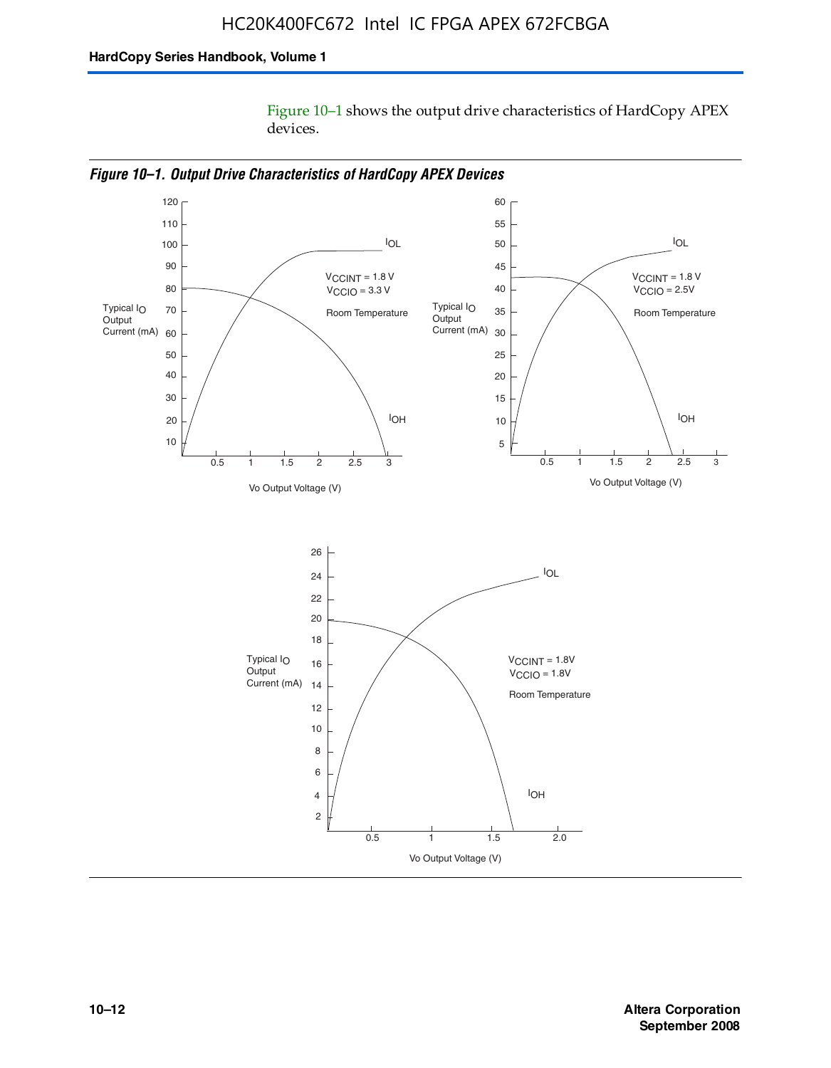Figure 10–1 shows the output drive characteristics of HardCopy APEX devices.

*Figure 10–1. Output Drive Characteristics of HardCopy APEX Devices*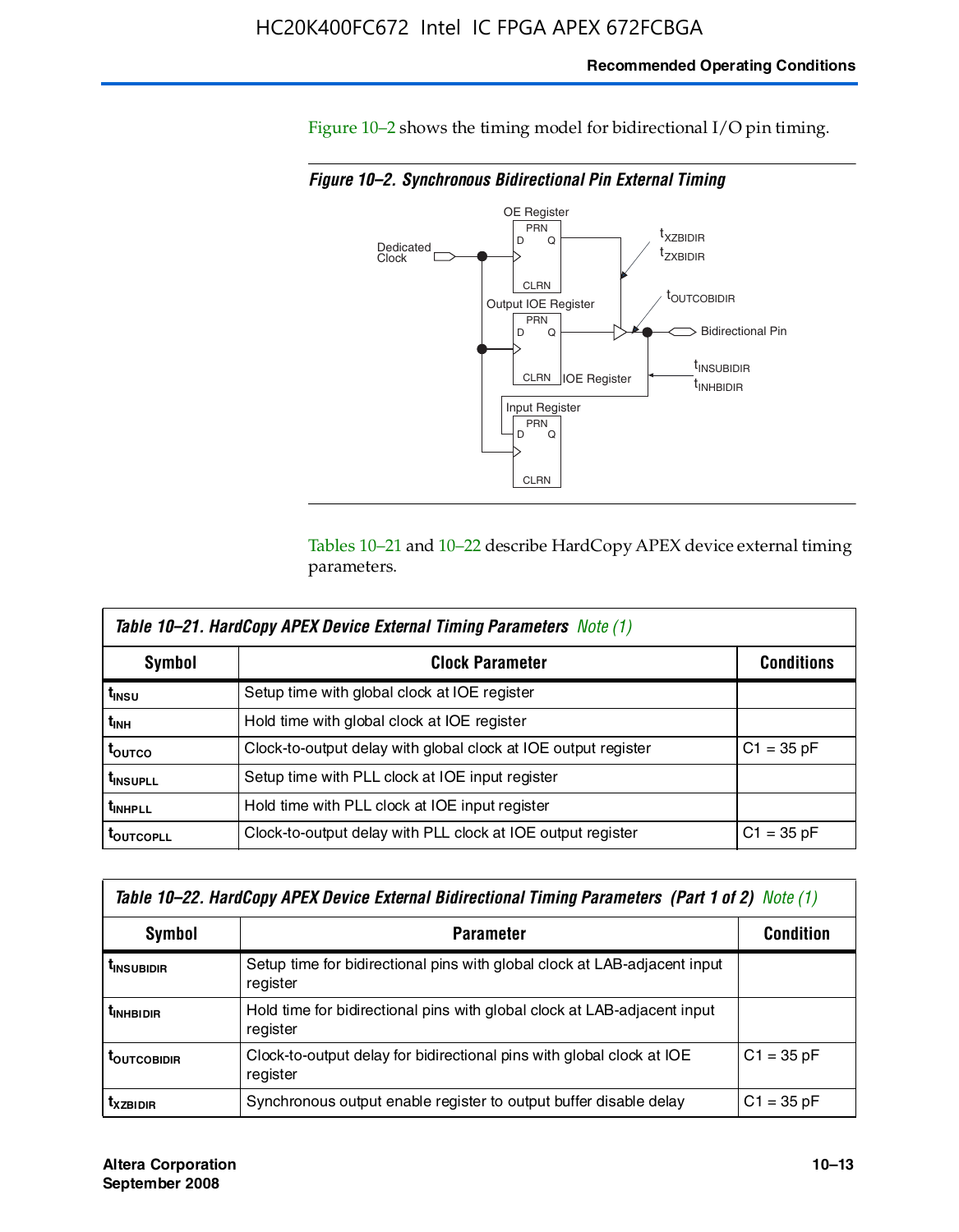Figure 10–2 shows the timing model for bidirectional I/O pin timing.

*Figure 10–2. Synchronous Bidirectional Pin External Timing*

Tables 10–21 and 10–22 describe HardCopy APEX device external timing parameters.

*Table 10–21. HardCopy APEX Device External Timing Parameters Note (1)*

| Symbol | Clock Parameter | Conditions |
|---|---|---|
| $t_{INSU}$ | Setup time with global clock at IOE register | |
| $t_{INH}$ | Hold time with global clock at IOE register | |
| $t_{OUTCO}$ | Clock-to-output delay with global clock at IOE output register | C1 = 35 pF |
| $t_{INSUPLL}$ | Setup time with PLL clock at IOE input register | |
| $t_{INHPLL}$ | Hold time with PLL clock at IOE input register | |
| $t_{OUTCOPLL}$ | Clock-to-output delay with PLL clock at IOE output register | C1 = 35 pF |

*Table 10–22. HardCopy APEX Device External Bidirectional Timing Parameters (Part 1 of 2) Note (1)*

| Symbol | Parameter | Condition |
|---|---|---|
| $t_{INSUBIDIR}$ | Setup time for bidirectional pins with global clock at LAB-adjacent input register | |
| $t_{INHBIDIR}$ | Hold time for bidirectional pins with global clock at LAB-adjacent input register | |
| $t_{OUTCOBIDIR}$ | Clock-to-output delay for bidirectional pins with global clock at IOE register | C1 = 35 pF |
| $t_{XZBIDIR}$ | Synchronous output enable register to output buffer disable delay | C1 = 35 pF |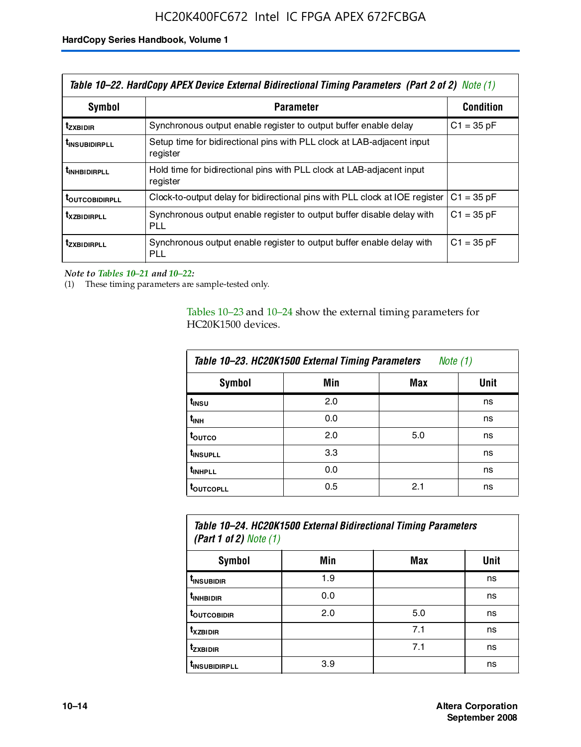**Table 10–22. HardCopy APEX Device External Bidirectional Timing Parameters (Part 2 of 2) Note (1)**

| Symbol | Parameter | Condition |
|---|---|---|
| $t_{ZXBIDIR}$ | Synchronous output enable register to output buffer enable delay | C1 = 35 pF |
| $t_{INSUBIDIRPLL}$ | Setup time for bidirectional pins with PLL clock at LAB-adjacent input register | |
| $t_{INHBIDIRPLL}$ | Hold time for bidirectional pins with PLL clock at LAB-adjacent input register | |
| $t_{OUTCOBIDIRPLL}$ | Clock-to-output delay for bidirectional pins with PLL clock at IOE register | C1 = 35 pF |
| $t_{XZBIDIRPLL}$ | Synchronous output enable register to output buffer disable delay with PLL | C1 = 35 pF |
| $t_{ZXBIDIRPLL}$ | Synchronous output enable register to output buffer enable delay with PLL | C1 = 35 pF |

*Note to Tables 10–21 and 10–22:*

(1) These timing parameters are sample-tested only.

Tables 10–23 and 10–24 show the external timing parameters for HC20K1500 devices.

**Table 10–23. HC20K1500 External Timing Parameters Note (1)**

| Symbol | Min | Max | Unit |
|---|---|---|---|
| $t_{INSU}$ | 2.0 | | ns |
| $t_{INH}$ | 0.0 | | ns |
| $t_{OUTCO}$ | 2.0 | 5.0 | ns |
| $t_{INSUPLL}$ | 3.3 | | ns |
| $t_{INHPLL}$ | 0.0 | | ns |
| $t_{OUTCOPLL}$ | 0.5 | 2.1 | ns |

**Table 10–24. HC20K1500 External Bidirectional Timing Parameters (Part 1 of 2) Note (1)**

| Symbol | Min | Max | Unit |
|---|---|---|---|
| $t_{INSUBIDIR}$ | 1.9 | | ns |
| $t_{INHBIDIR}$ | 0.0 | | ns |
| $t_{OUTCOBIDIR}$ | 2.0 | 5.0 | ns |
| $t_{XZBIDIR}$ | | 7.1 | ns |
| $t_{ZXBIDIR}$ | | 7.1 | ns |
| $t_{INSUBIDIRPLL}$ | 3.9 | | ns |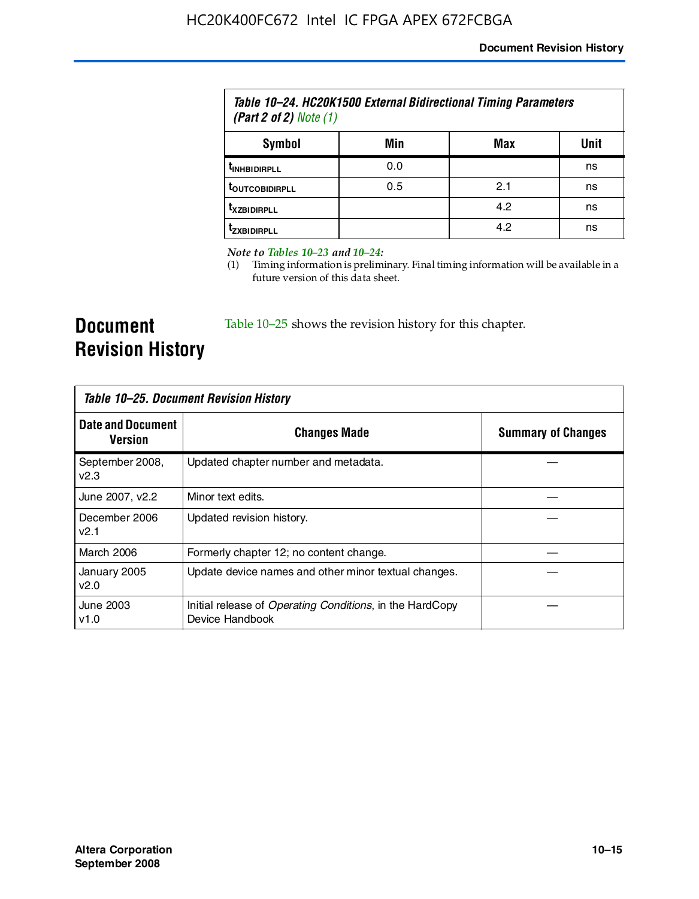**Table 10–24. HC20K1500 External Bidirectional Timing Parameters (Part 2 of 2)** *Note (1)*

| Symbol | Min | Max | Unit |
|---|---|---|---|
| $t_{INHBIDIRPLL}$ | 0.0 | | ns |
| $t_{OUTCOBIDIRPLL}$ | 0.5 | 2.1 | ns |
| $t_{XZBIDIRPLL}$ | | 4.2 | ns |
| $t_{ZXBIDIRPLL}$ | | 4.2 | ns |

*Note to Tables 10–23 and 10–24:*

(1) Timing information is preliminary. Final timing information will be available in a future version of this data sheet.

## Document Revision History

Table 10–25 shows the revision history for this chapter.

**Table 10–25. Document Revision History**

| Date and Document Version | Changes Made | Summary of Changes |
|---|---|---|
| September 2008, v2.3 | Updated chapter number and metadata. | — |
| June 2007, v2.2 | Minor text edits. | — |
| December 2006 v2.1 | Updated revision history. | — |
| March 2006 | Formerly chapter 12; no content change. | — |
| January 2005 v2.0 | Update device names and other minor textual changes. | — |
| June 2003 v1.0 | Initial release of *Operating Conditions*, in the HardCopy Device Handbook | — |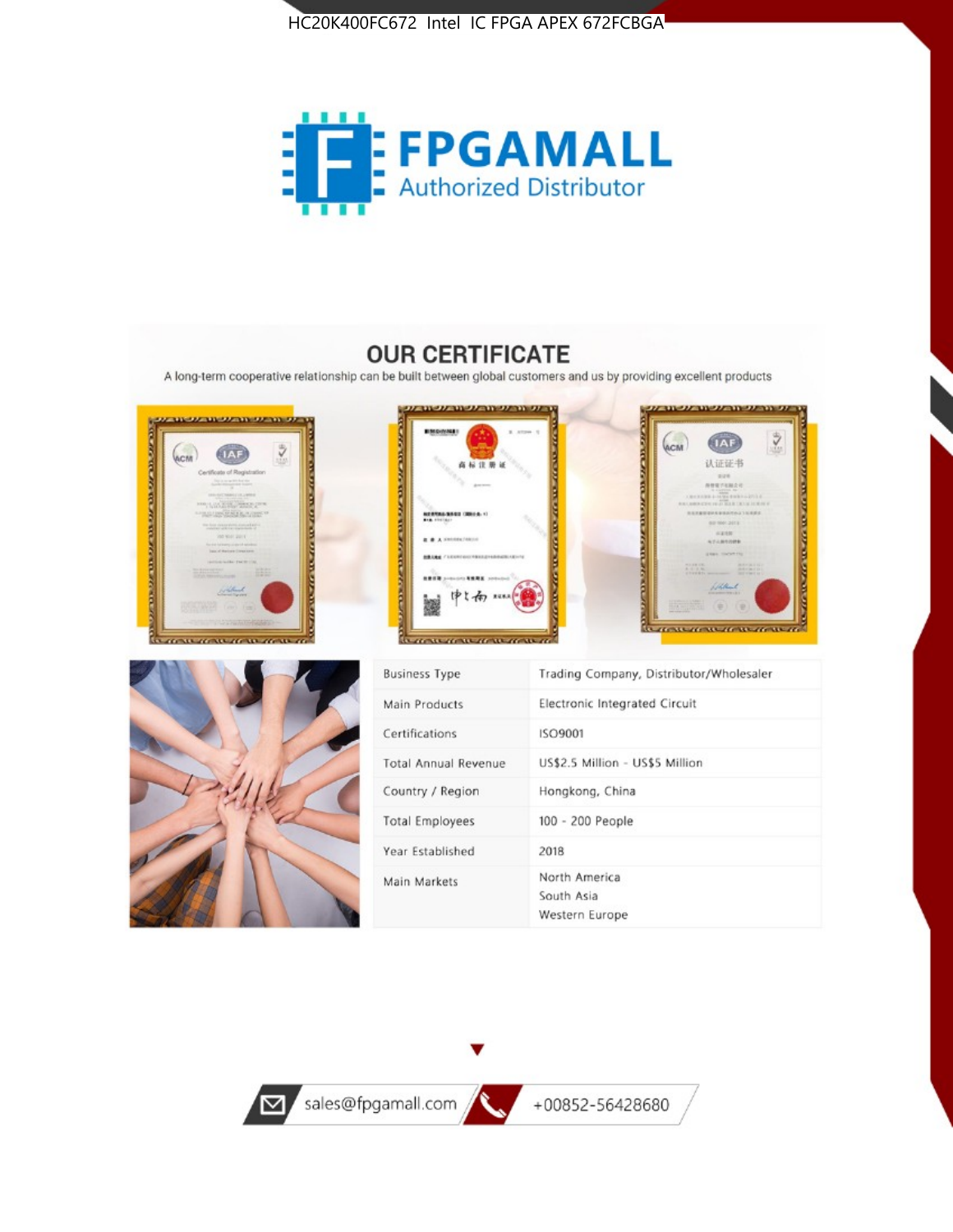FPGAMALL
Authorized Distributor

## OUR CERTIFICATE

A long-term cooperative relationship can be built between global customers and us by providing excellent products

| | |
|---|---|
| Business Type | Trading Company, Distributor/Wholesaler |
| Main Products | Electronic Integrated Circuit |
| Certifications | ISO9001 |
| Total Annual Revenue | US$2.5 Million - US$5 Million |
| Country / Region | Hongkong, China |
| Total Employees | 100 - 200 People |
| Year Established | 2018 |
| Main Markets | North America<br>South Asia<br>Western Europe |

sales@fpgamall.com +00852-56428680